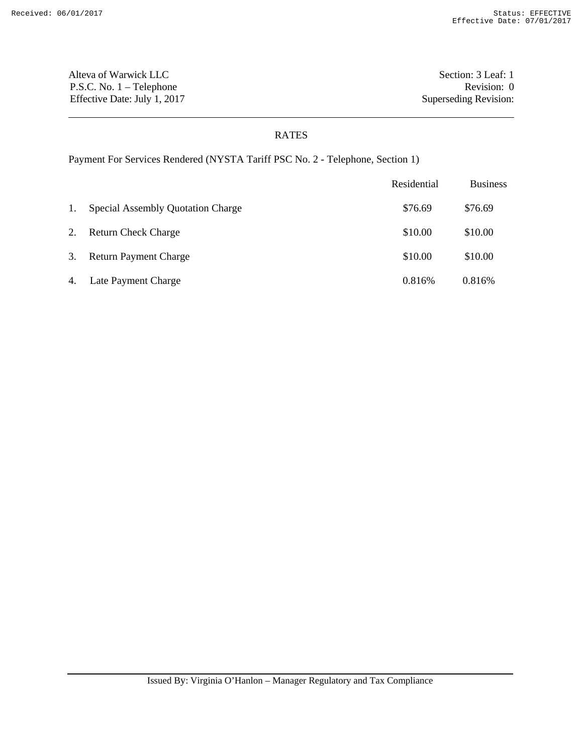Alteva of Warwick LLC
P.S.C. No. 1 – Telephone
Effective Date: July 1, 2017

Section: 3 Leaf: 1
Revision: 0
Superseding Revision:

## RATES

Payment For Services Rendered (NYSTA Tariff PSC No. 2 - Telephone, Section 1)

| | | Residential | Business |
|---|---|---|---|
| 1. | Special Assembly Quotation Charge | $76.69 | $76.69 |
| 2. | Return Check Charge | $10.00 | $10.00 |
| 3. | Return Payment Charge | $10.00 | $10.00 |
| 4. | Late Payment Charge | 0.816% | 0.816% |

Issued By: Virginia O'Hanlon – Manager Regulatory and Tax Compliance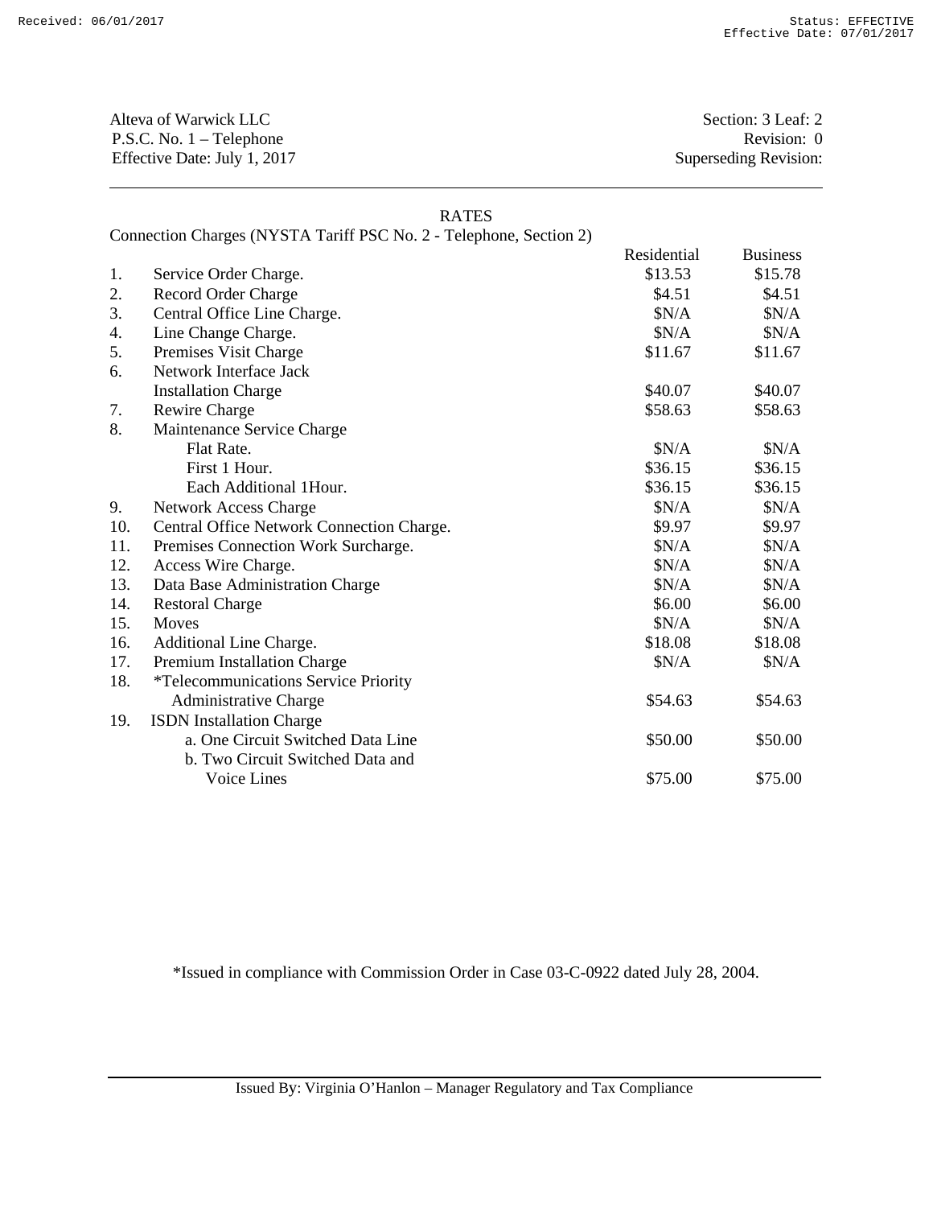Alteva of Warwick LLC
P.S.C. No. 1 – Telephone
Effective Date: July 1, 2017

Section: 3 Leaf: 2
Revision: 0
Superseding Revision:

## RATES

Connection Charges (NYSTA Tariff PSC No. 2 - Telephone, Section 2)

| | | Residential | Business |
|---|---|---|---|
| 1. | Service Order Charge. | $13.53 | $15.78 |
| 2. | Record Order Charge | $4.51 | $4.51 |
| 3. | Central Office Line Charge. | $N/A | $N/A |
| 4. | Line Change Charge. | $N/A | $N/A |
| 5. | Premises Visit Charge | $11.67 | $11.67 |
| 6. | Network Interface Jack Installation Charge | $40.07 | $40.07 |
| 7. | Rewire Charge | $58.63 | $58.63 |
| 8. | Maintenance Service Charge | | |
| | Flat Rate. | $N/A | $N/A |
| | First 1 Hour. | $36.15 | $36.15 |
| | Each Additional 1Hour. | $36.15 | $36.15 |
| 9. | Network Access Charge | $N/A | $N/A |
| 10. | Central Office Network Connection Charge. | $9.97 | $9.97 |
| 11. | Premises Connection Work Surcharge. | $N/A | $N/A |
| 12. | Access Wire Charge. | $N/A | $N/A |
| 13. | Data Base Administration Charge | $N/A | $N/A |
| 14. | Restoral Charge | $6.00 | $6.00 |
| 15. | Moves | $N/A | $N/A |
| 16. | Additional Line Charge. | $18.08 | $18.08 |
| 17. | Premium Installation Charge | $N/A | $N/A |
| 18. | *Telecommunications Service Priority Administrative Charge | $54.63 | $54.63 |
| 19. | ISDN Installation Charge | | |
| | a. One Circuit Switched Data Line | $50.00 | $50.00 |
| | b. Two Circuit Switched Data and Voice Lines | $75.00 | $75.00 |

*Issued in compliance with Commission Order in Case 03-C-0922 dated July 28, 2004.

Issued By: Virginia O'Hanlon – Manager Regulatory and Tax Compliance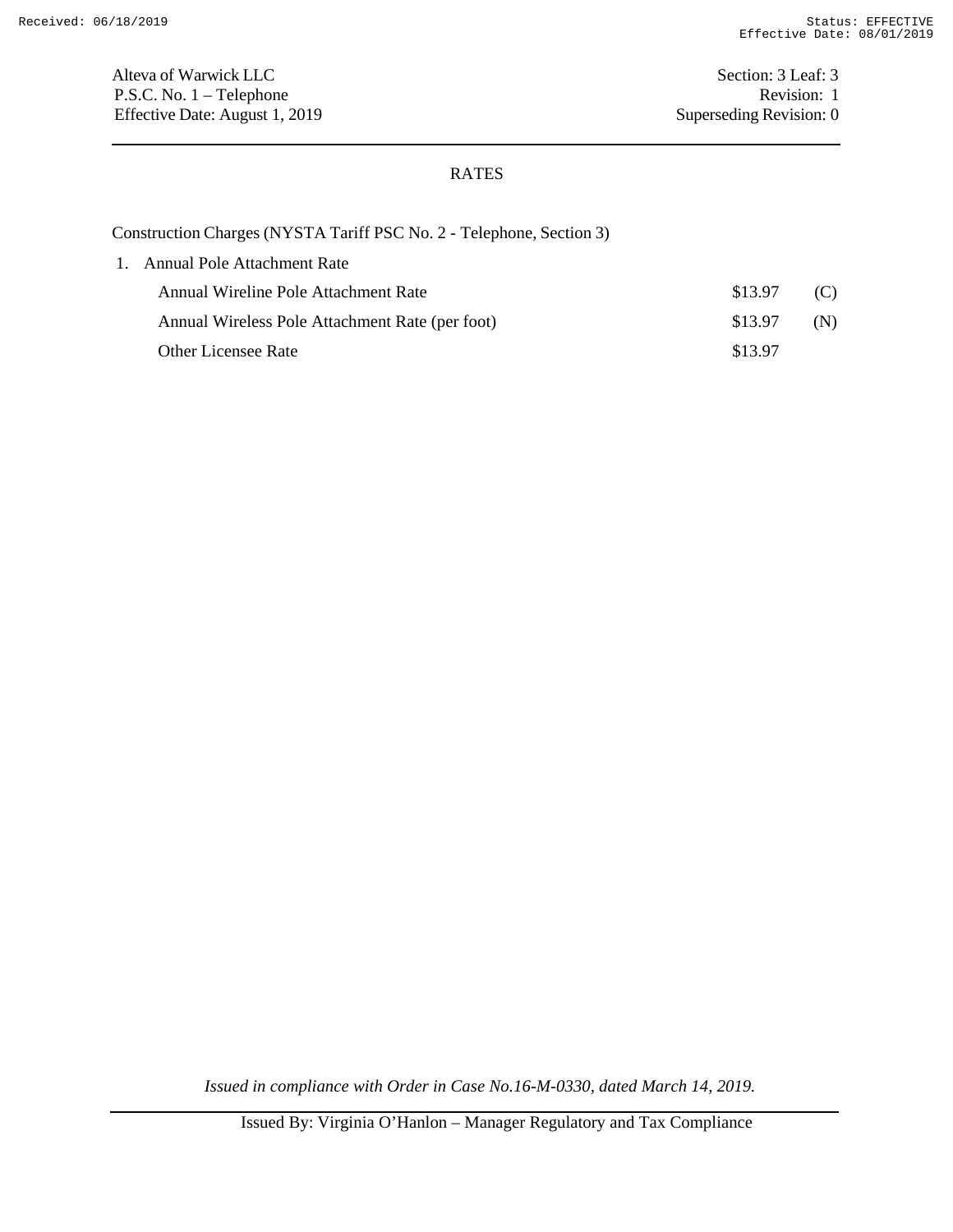Alteva of Warwick LLC
P.S.C. No. 1 – Telephone
Effective Date: August 1, 2019

Section: 3 Leaf: 3
Revision: 1
Superseding Revision: 0

## RATES

Construction Charges (NYSTA Tariff PSC No. 2 - Telephone, Section 3)

1. Annual Pole Attachment Rate

| | | |
|---|---|---|
| Annual Wireline Pole Attachment Rate | $13.97 | (C) |
| Annual Wireless Pole Attachment Rate (per foot) | $13.97 | (N) |
| Other Licensee Rate | $13.97 | |

*Issued in compliance with Order in Case No.16-M-0330, dated March 14, 2019.*

Issued By: Virginia O'Hanlon – Manager Regulatory and Tax Compliance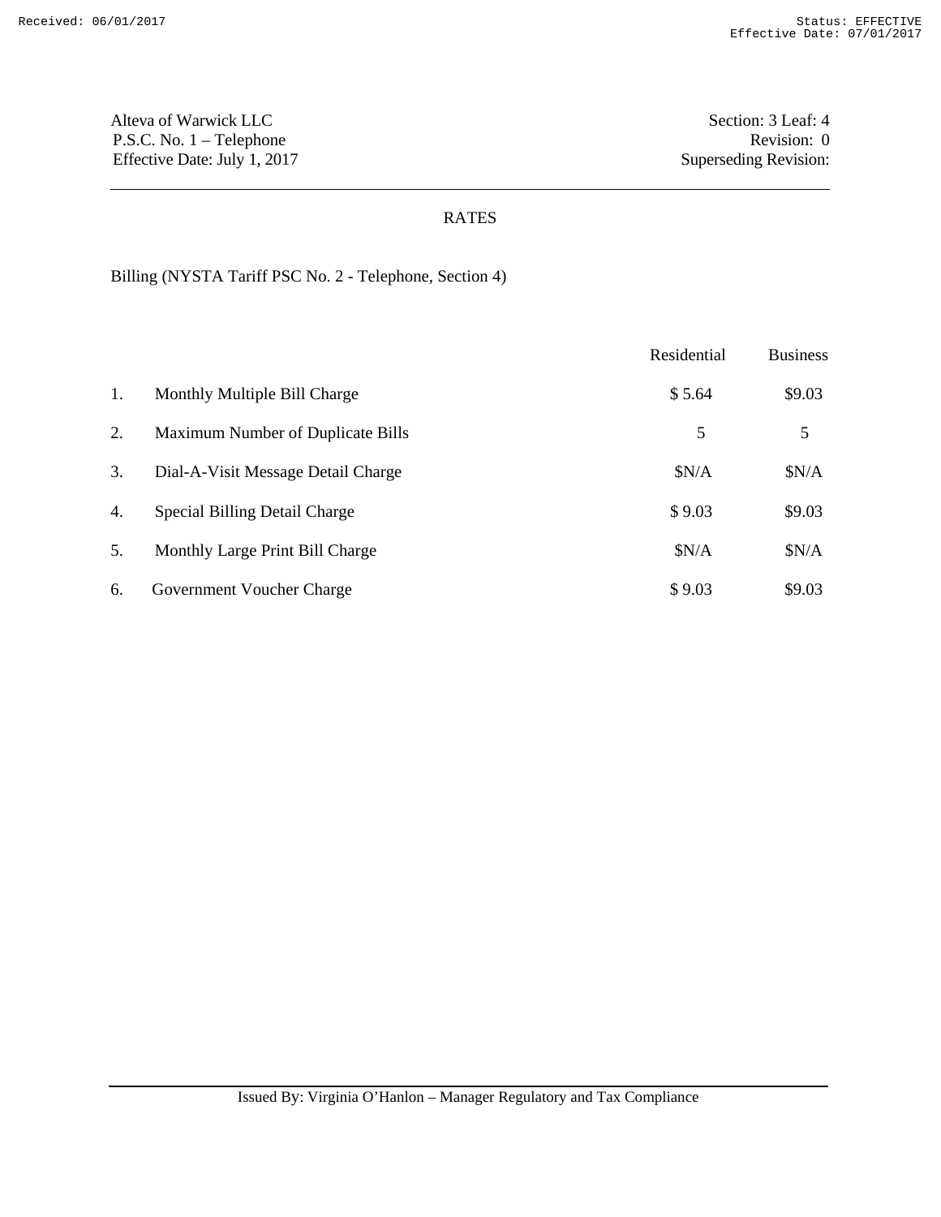Alteva of Warwick LLC
P.S.C. No. 1 – Telephone
Effective Date: July 1, 2017

Section: 3 Leaf: 4
Revision: 0
Superseding Revision:

## RATES

Billing (NYSTA Tariff PSC No. 2 - Telephone, Section 4)

| | | Residential | Business |
|---|---|---|---|
| 1. | Monthly Multiple Bill Charge | $ 5.64 | $9.03 |
| 2. | Maximum Number of Duplicate Bills | 5 | 5 |
| 3. | Dial-A-Visit Message Detail Charge | $N/A | $N/A |
| 4. | Special Billing Detail Charge | $ 9.03 | $9.03 |
| 5. | Monthly Large Print Bill Charge | $N/A | $N/A |
| 6. | Government Voucher Charge | $ 9.03 | $9.03 |

Issued By: Virginia O'Hanlon – Manager Regulatory and Tax Compliance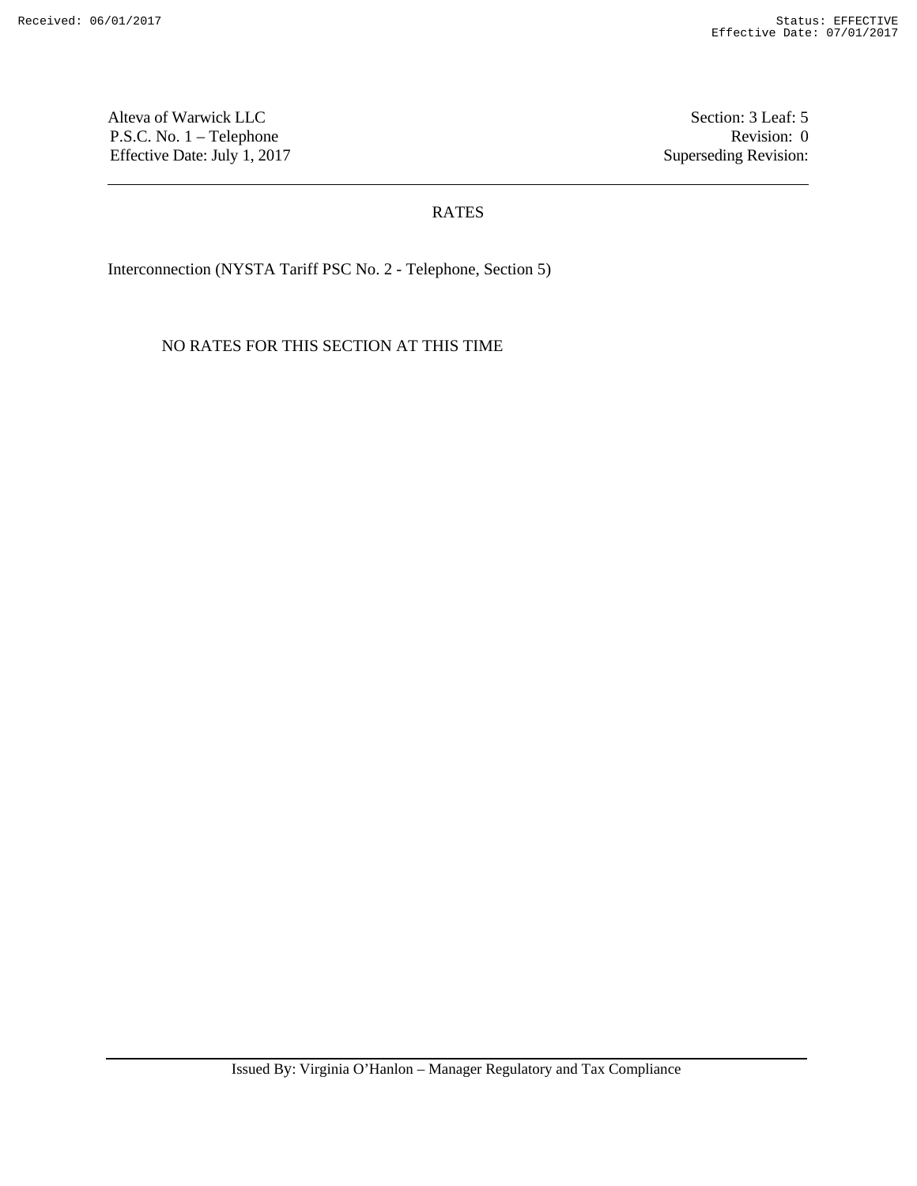Alteva of Warwick LLC
P.S.C. No. 1 – Telephone
Effective Date: July 1, 2017

Section: 3 Leaf: 5
Revision: 0
Superseding Revision:

## RATES

Interconnection (NYSTA Tariff PSC No. 2 - Telephone, Section 5)

NO RATES FOR THIS SECTION AT THIS TIME

Issued By: Virginia O'Hanlon – Manager Regulatory and Tax Compliance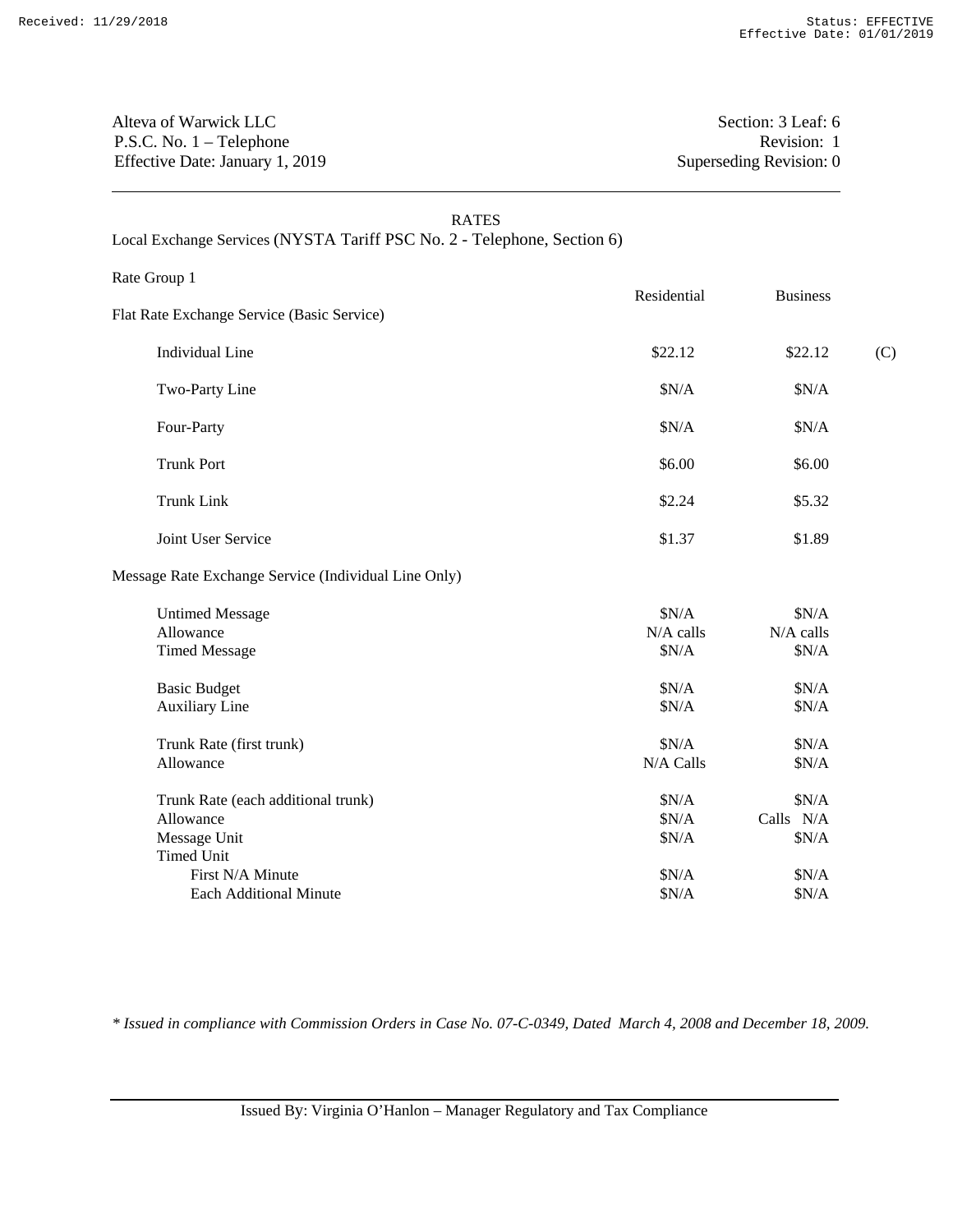Alteva of Warwick LLC
P.S.C. No. 1 – Telephone
Effective Date: January 1, 2019

Section: 3 Leaf: 6
Revision: 1
Superseding Revision: 0

## RATES

Local Exchange Services (NYSTA Tariff PSC No. 2 - Telephone, Section 6)

Rate Group 1

| | Residential | Business | |
|---|---|---|---|
| **Flat Rate Exchange Service (Basic Service)** | | | |
| Individual Line | $22.12 | $22.12 | (C) |
| Two-Party Line | $N/A | $N/A | |
| Four-Party | $N/A | $N/A | |
| Trunk Port | $6.00 | $6.00 | |
| Trunk Link | $2.24 | $5.32 | |
| Joint User Service | $1.37 | $1.89 | |
| **Message Rate Exchange Service (Individual Line Only)** | | | |
| Untimed Message | $N/A | $N/A | |
| Allowance | N/A calls | N/A calls | |
| Timed Message | $N/A | $N/A | |
| Basic Budget | $N/A | $N/A | |
| Auxiliary Line | $N/A | $N/A | |
| Trunk Rate (first trunk) | $N/A | $N/A | |
| Allowance | N/A Calls | $N/A | |
| Trunk Rate (each additional trunk) | $N/A | $N/A | |
| Allowance | $N/A | Calls N/A | |
| Message Unit | $N/A | $N/A | |
| Timed Unit | | | |
| First N/A Minute | $N/A | $N/A | |
| Each Additional Minute | $N/A | $N/A | |

*\* Issued in compliance with Commission Orders in Case No. 07-C-0349, Dated March 4, 2008 and December 18, 2009.*

Issued By: Virginia O'Hanlon – Manager Regulatory and Tax Compliance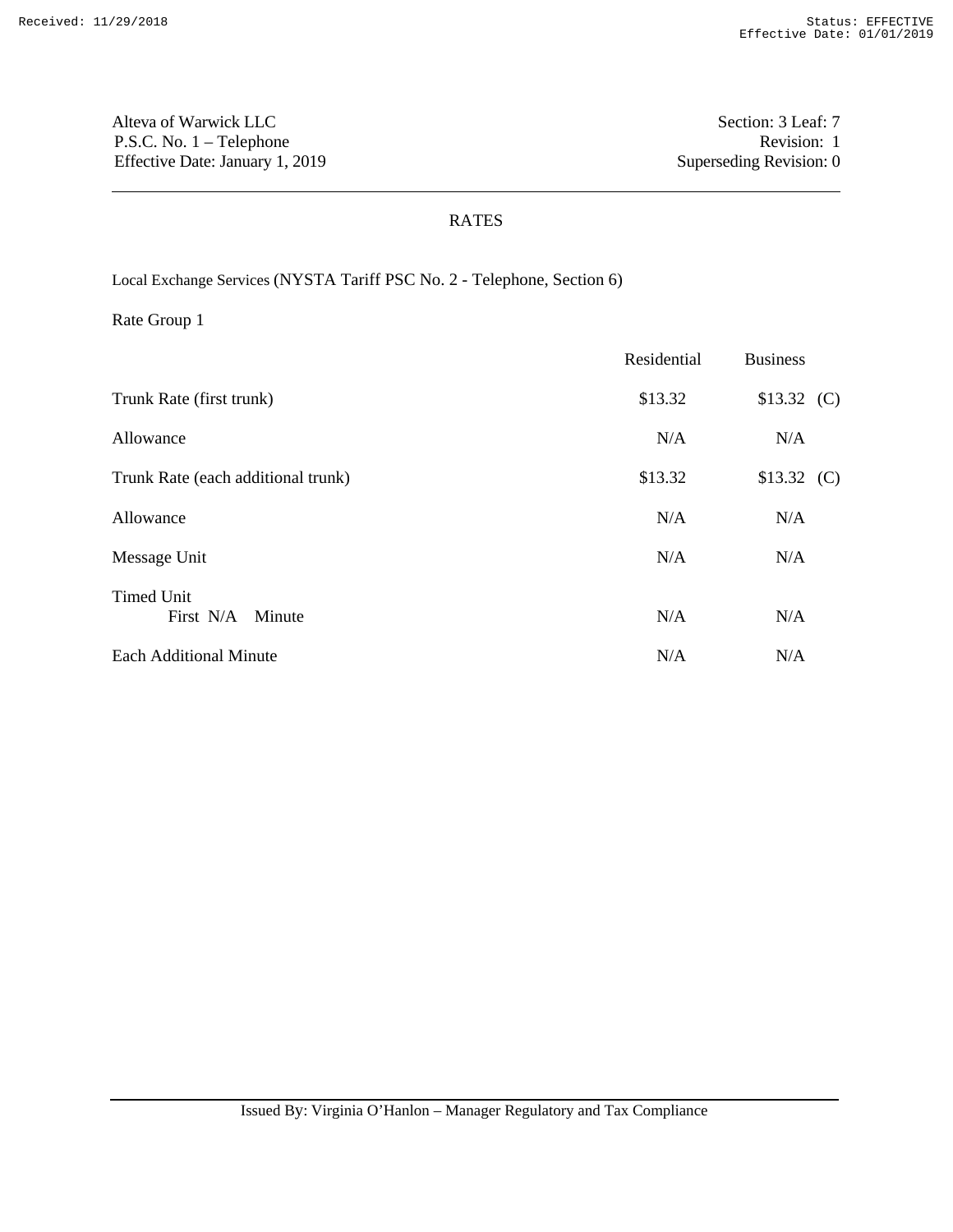Alteva of Warwick LLC
P.S.C. No. 1 – Telephone
Effective Date: January 1, 2019

Section: 3 Leaf: 7
Revision: 1
Superseding Revision: 0

## RATES

Local Exchange Services (NYSTA Tariff PSC No. 2 - Telephone, Section 6)

Rate Group 1

| | Residential | Business |
|---|---|---|
| Trunk Rate (first trunk) | $13.32 | $13.32 (C) |
| Allowance | N/A | N/A |
| Trunk Rate (each additional trunk) | $13.32 | $13.32 (C) |
| Allowance | N/A | N/A |
| Message Unit | N/A | N/A |
| Timed Unit<br>First N/A Minute | N/A | N/A |
| Each Additional Minute | N/A | N/A |

Issued By: Virginia O'Hanlon – Manager Regulatory and Tax Compliance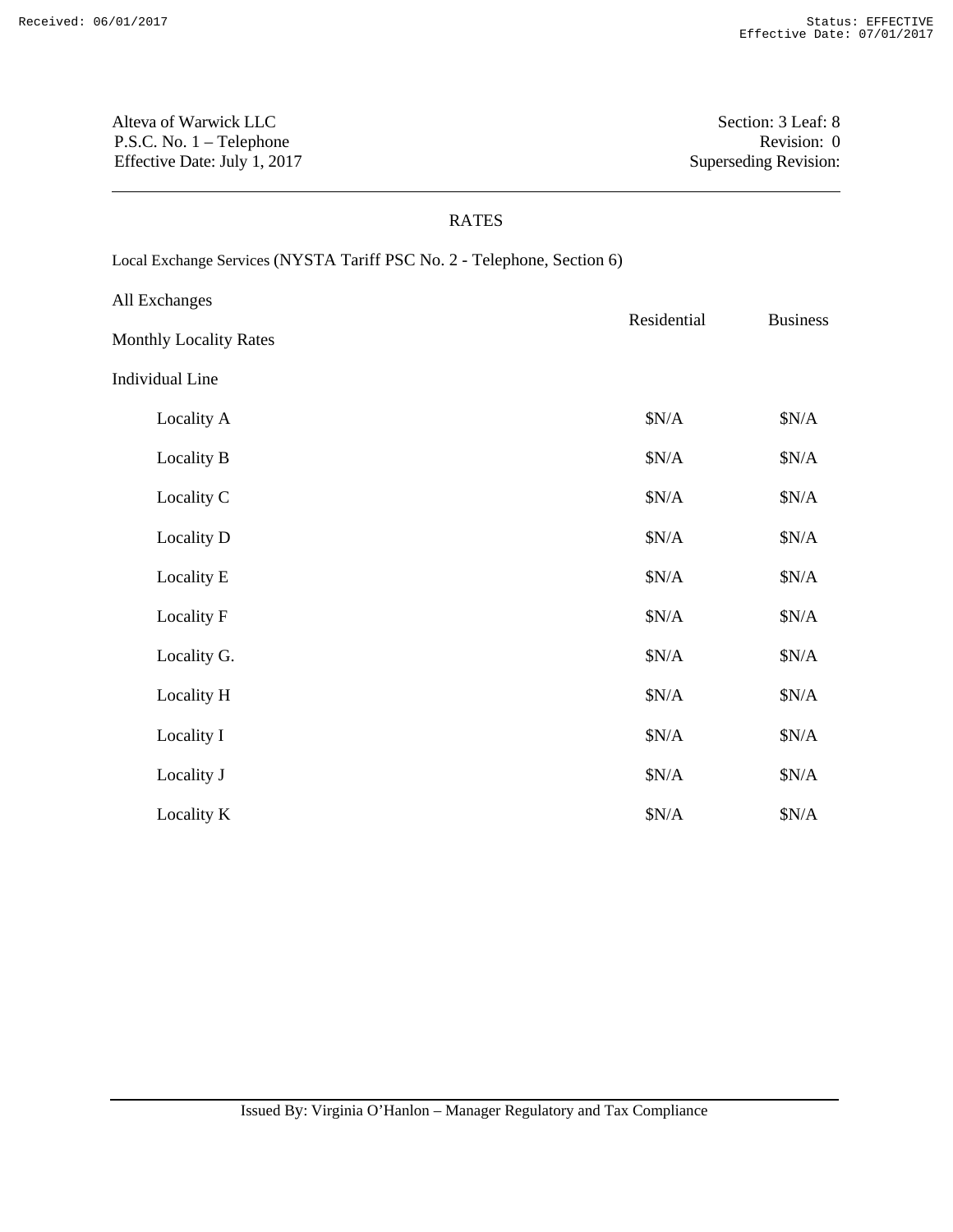Alteva of Warwick LLC
P.S.C. No. 1 – Telephone
Effective Date: July 1, 2017

Section: 3 Leaf: 8
Revision: 0
Superseding Revision:

## RATES

Local Exchange Services (NYSTA Tariff PSC No. 2 - Telephone, Section 6)

All Exchanges

Monthly Locality Rates

| Individual Line | Residential | Business |
|---|---|---|
| Locality A | $N/A | $N/A |
| Locality B | $N/A | $N/A |
| Locality C | $N/A | $N/A |
| Locality D | $N/A | $N/A |
| Locality E | $N/A | $N/A |
| Locality F | $N/A | $N/A |
| Locality G. | $N/A | $N/A |
| Locality H | $N/A | $N/A |
| Locality I | $N/A | $N/A |
| Locality J | $N/A | $N/A |
| Locality K | $N/A | $N/A |

Issued By: Virginia O'Hanlon – Manager Regulatory and Tax Compliance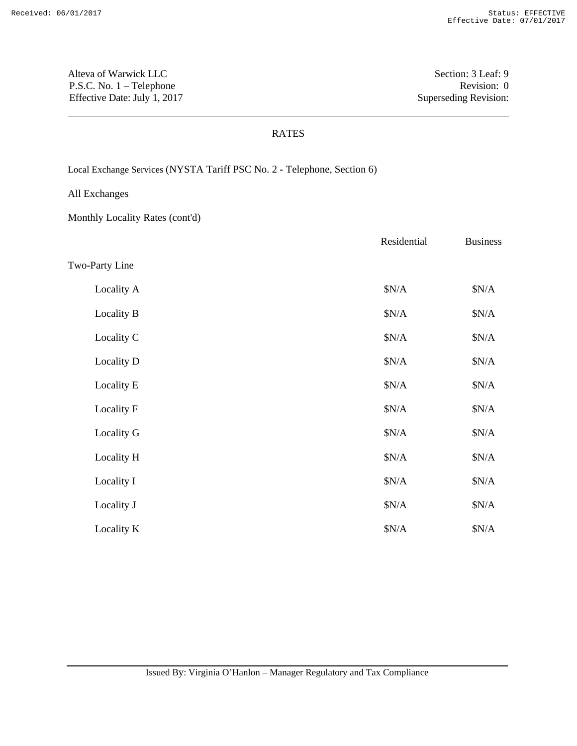Alteva of Warwick LLC
P.S.C. No. 1 – Telephone
Effective Date: July 1, 2017

Section: 3 Leaf: 9
Revision: 0
Superseding Revision:

## RATES

Local Exchange Services (NYSTA Tariff PSC No. 2 - Telephone, Section 6)

All Exchanges

Monthly Locality Rates (cont'd)

| | Residential | Business |
|---|---|---|
| Two-Party Line | | |
| Locality A | $N/A | $N/A |
| Locality B | $N/A | $N/A |
| Locality C | $N/A | $N/A |
| Locality D | $N/A | $N/A |
| Locality E | $N/A | $N/A |
| Locality F | $N/A | $N/A |
| Locality G | $N/A | $N/A |
| Locality H | $N/A | $N/A |
| Locality I | $N/A | $N/A |
| Locality J | $N/A | $N/A |
| Locality K | $N/A | $N/A |

Issued By: Virginia O'Hanlon – Manager Regulatory and Tax Compliance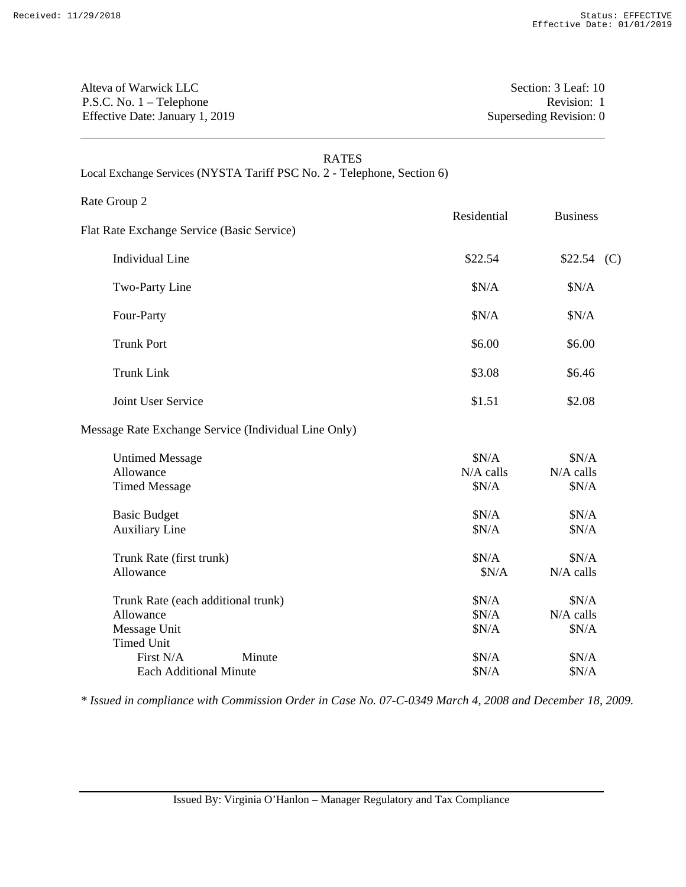Alteva of Warwick LLC
P.S.C. No. 1 – Telephone
Effective Date: January 1, 2019

Section: 3 Leaf: 10
Revision: 1
Superseding Revision: 0

## RATES

Local Exchange Services (NYSTA Tariff PSC No. 2 - Telephone, Section 6)

Rate Group 2

| | Residential | Business |
|---|---|---|
| **Flat Rate Exchange Service (Basic Service)** | | |
| Individual Line | $22.54 | $22.54 (C) |
| Two-Party Line | $N/A | $N/A |
| Four-Party | $N/A | $N/A |
| Trunk Port | $6.00 | $6.00 |
| Trunk Link | $3.08 | $6.46 |
| Joint User Service | $1.51 | $2.08 |
| **Message Rate Exchange Service (Individual Line Only)** | | |
| Untimed Message | $N/A | $N/A |
| Allowance | N/A calls | N/A calls |
| Timed Message | $N/A | $N/A |
| Basic Budget | $N/A | $N/A |
| Auxiliary Line | $N/A | $N/A |
| Trunk Rate (first trunk) | $N/A | $N/A |
| Allowance | $N/A | N/A calls |
| Trunk Rate (each additional trunk) | $N/A | $N/A |
| Allowance | $N/A | N/A calls |
| Message Unit | $N/A | $N/A |
| Timed Unit | | |
| First N/A Minute | $N/A | $N/A |
| Each Additional Minute | $N/A | $N/A |

*\* Issued in compliance with Commission Order in Case No. 07-C-0349 March 4, 2008 and December 18, 2009.*

Issued By: Virginia O'Hanlon – Manager Regulatory and Tax Compliance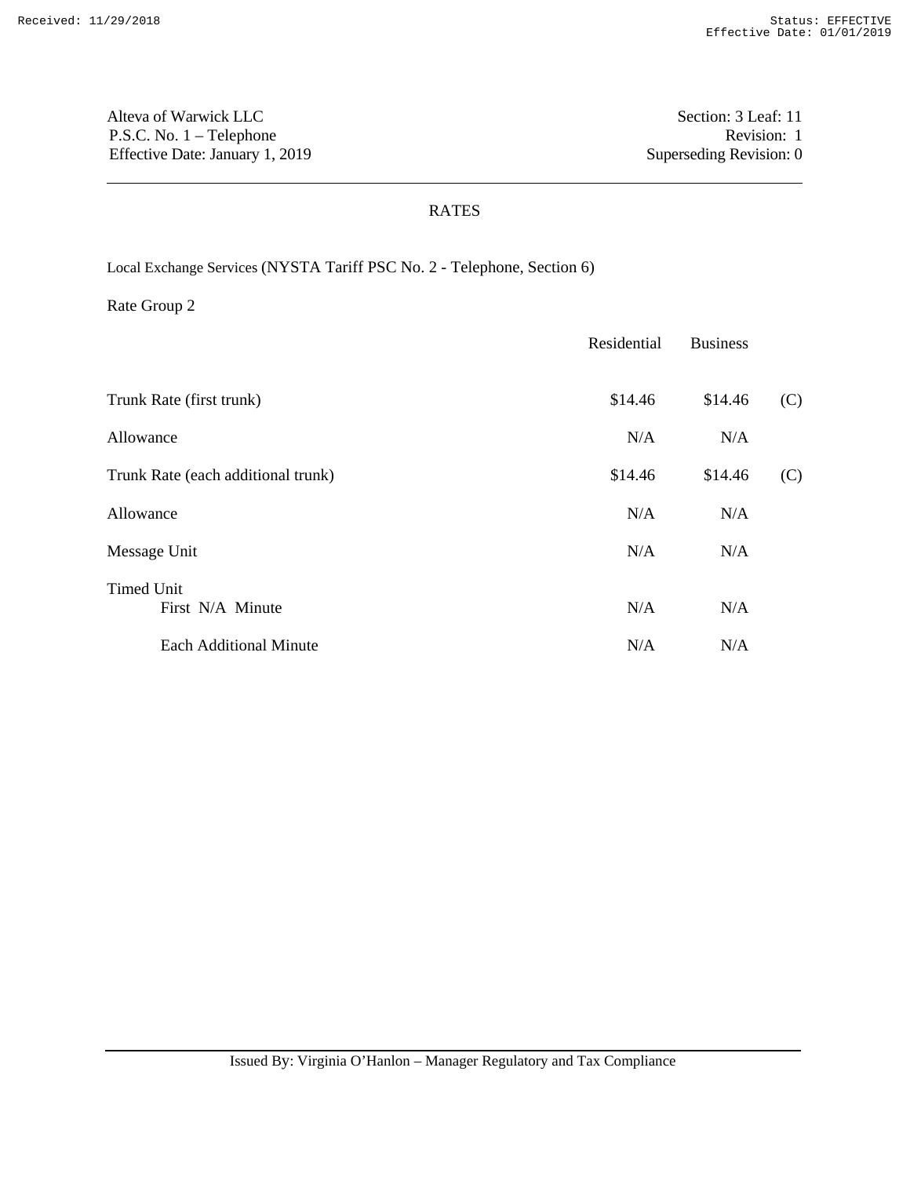Alteva of Warwick LLC
P.S.C. No. 1 – Telephone
Effective Date: January 1, 2019

Section: 3 Leaf: 11
Revision: 1
Superseding Revision: 0

## RATES

Local Exchange Services (NYSTA Tariff PSC No. 2 - Telephone, Section 6)

Rate Group 2

| | Residential | Business | |
|---|---|---|---|
| Trunk Rate (first trunk) | $14.46 | $14.46 | (C) |
| Allowance | N/A | N/A | |
| Trunk Rate (each additional trunk) | $14.46 | $14.46 | (C) |
| Allowance | N/A | N/A | |
| Message Unit | N/A | N/A | |
| Timed Unit | | | |
| First N/A Minute | N/A | N/A | |
| Each Additional Minute | N/A | N/A | |

Issued By: Virginia O'Hanlon – Manager Regulatory and Tax Compliance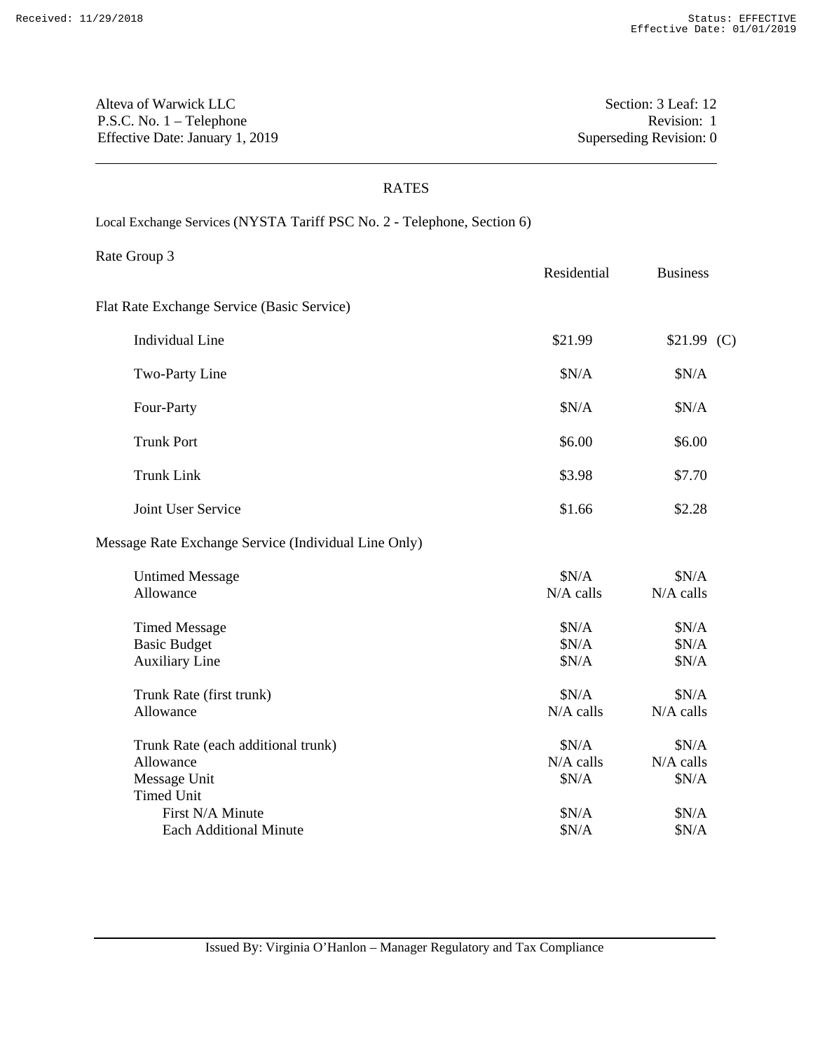Alteva of Warwick LLC
P.S.C. No. 1 – Telephone
Effective Date: January 1, 2019

Section: 3 Leaf: 12
Revision: 1
Superseding Revision: 0

## RATES

Local Exchange Services (NYSTA Tariff PSC No. 2 - Telephone, Section 6)

Rate Group 3

| | Residential | Business |
|---|---|---|
| **Flat Rate Exchange Service (Basic Service)** | | |
| Individual Line | $21.99 | $21.99 (C) |
| Two-Party Line | $N/A | $N/A |
| Four-Party | $N/A | $N/A |
| Trunk Port | $6.00 | $6.00 |
| Trunk Link | $3.98 | $7.70 |
| Joint User Service | $1.66 | $2.28 |
| **Message Rate Exchange Service (Individual Line Only)** | | |
| Untimed Message | $N/A | $N/A |
| Allowance | N/A calls | N/A calls |
| Timed Message | $N/A | $N/A |
| Basic Budget | $N/A | $N/A |
| Auxiliary Line | $N/A | $N/A |
| Trunk Rate (first trunk) | $N/A | $N/A |
| Allowance | N/A calls | N/A calls |
| Trunk Rate (each additional trunk) | $N/A | $N/A |
| Allowance | N/A calls | N/A calls |
| Message Unit | $N/A | $N/A |
| Timed Unit | | |
| First N/A Minute | $N/A | $N/A |
| Each Additional Minute | $N/A | $N/A |

Issued By: Virginia O'Hanlon – Manager Regulatory and Tax Compliance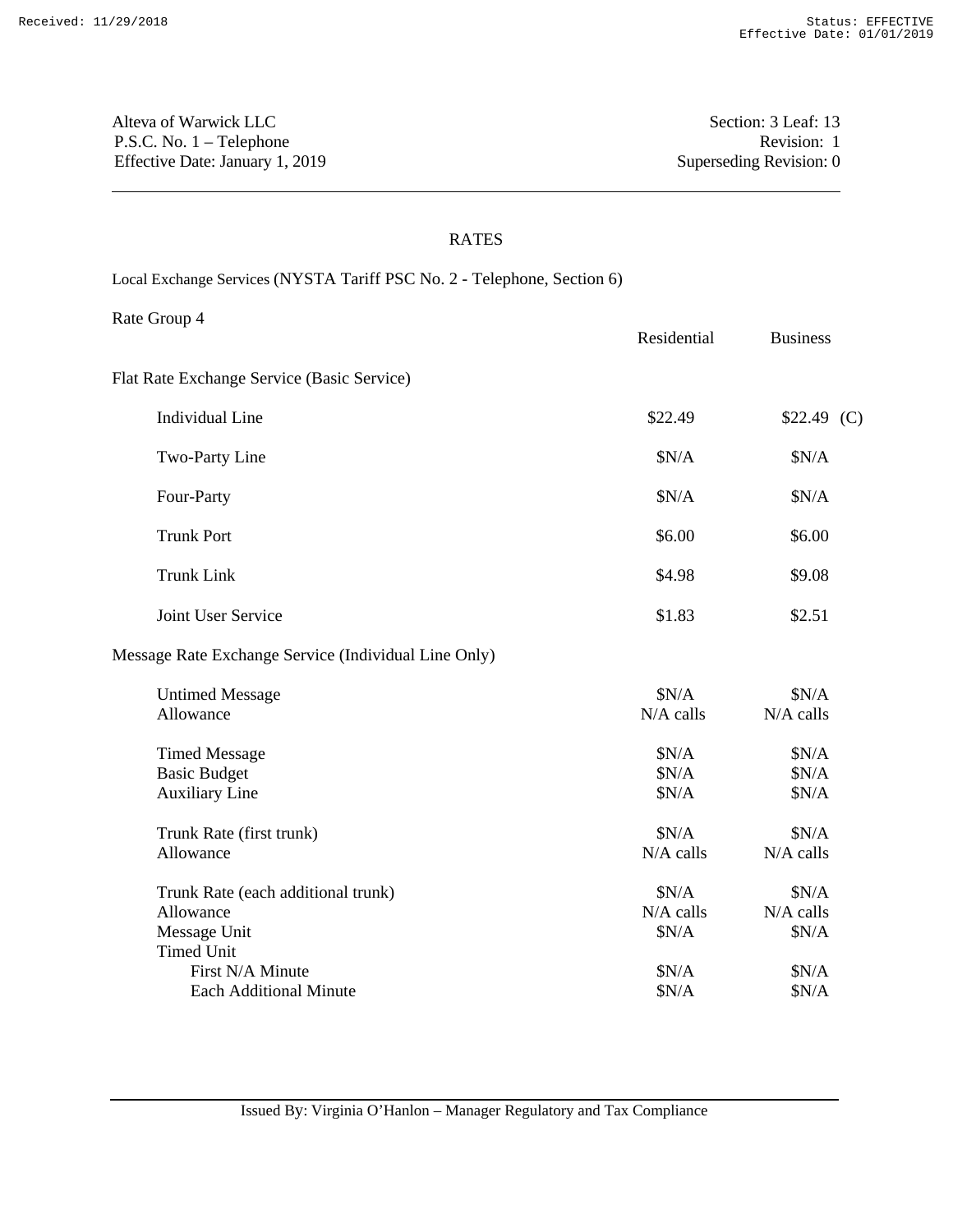Alteva of Warwick LLC
P.S.C. No. 1 – Telephone
Effective Date: January 1, 2019

Section: 3 Leaf: 13
Revision: 1
Superseding Revision: 0

## RATES

Local Exchange Services (NYSTA Tariff PSC No. 2 - Telephone, Section 6)

Rate Group 4

| | Residential | Business |
|---|---|---|
| **Flat Rate Exchange Service (Basic Service)** | | |
| Individual Line | $22.49 | $22.49 (C) |
| Two-Party Line | $N/A | $N/A |
| Four-Party | $N/A | $N/A |
| Trunk Port | $6.00 | $6.00 |
| Trunk Link | $4.98 | $9.08 |
| Joint User Service | $1.83 | $2.51 |
| **Message Rate Exchange Service (Individual Line Only)** | | |
| Untimed Message | $N/A | $N/A |
| Allowance | N/A calls | N/A calls |
| Timed Message | $N/A | $N/A |
| Basic Budget | $N/A | $N/A |
| Auxiliary Line | $N/A | $N/A |
| Trunk Rate (first trunk) | $N/A | $N/A |
| Allowance | N/A calls | N/A calls |
| Trunk Rate (each additional trunk) | $N/A | $N/A |
| Allowance | N/A calls | N/A calls |
| Message Unit | $N/A | $N/A |
| Timed Unit | | |
| First N/A Minute | $N/A | $N/A |
| Each Additional Minute | $N/A | $N/A |

Issued By: Virginia O'Hanlon – Manager Regulatory and Tax Compliance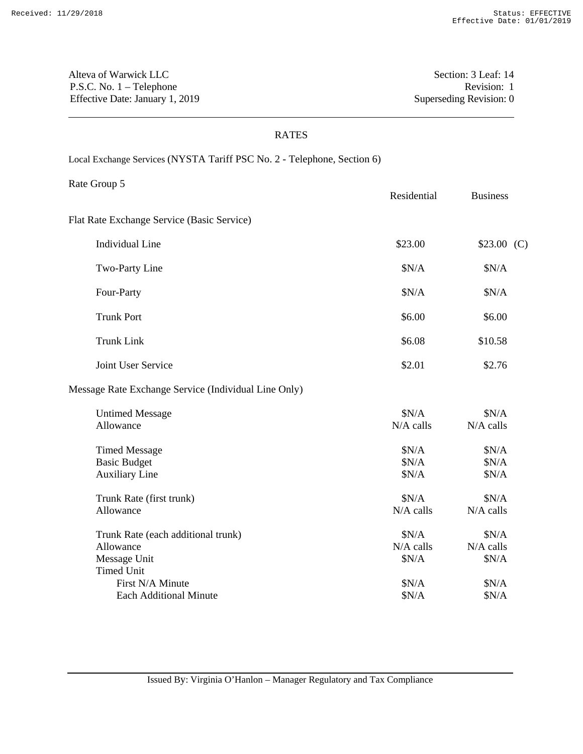Alteva of Warwick LLC
P.S.C. No. 1 – Telephone
Effective Date: January 1, 2019

Section: 3 Leaf: 14
Revision: 1
Superseding Revision: 0

## RATES

Local Exchange Services (NYSTA Tariff PSC No. 2 - Telephone, Section 6)

Rate Group 5

| | Residential | Business |
|---|---|---|
| **Flat Rate Exchange Service (Basic Service)** | | |
| Individual Line | $23.00 | $23.00 (C) |
| Two-Party Line | $N/A | $N/A |
| Four-Party | $N/A | $N/A |
| Trunk Port | $6.00 | $6.00 |
| Trunk Link | $6.08 | $10.58 |
| Joint User Service | $2.01 | $2.76 |
| **Message Rate Exchange Service (Individual Line Only)** | | |
| Untimed Message | $N/A | $N/A |
| Allowance | N/A calls | N/A calls |
| Timed Message | $N/A | $N/A |
| Basic Budget | $N/A | $N/A |
| Auxiliary Line | $N/A | $N/A |
| Trunk Rate (first trunk) | $N/A | $N/A |
| Allowance | N/A calls | N/A calls |
| Trunk Rate (each additional trunk) | $N/A | $N/A |
| Allowance | N/A calls | N/A calls |
| Message Unit | $N/A | $N/A |
| Timed Unit | | |
| First N/A Minute | $N/A | $N/A |
| Each Additional Minute | $N/A | $N/A |

Issued By: Virginia O'Hanlon – Manager Regulatory and Tax Compliance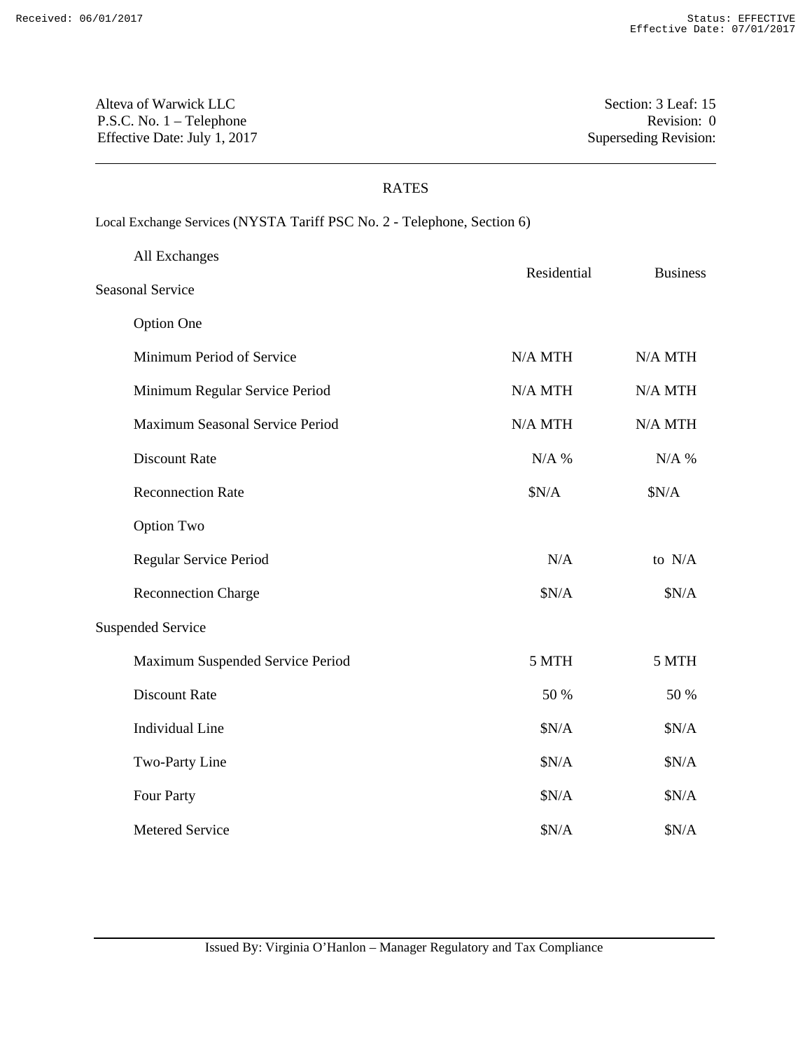Alteva of Warwick LLC
P.S.C. No. 1 – Telephone
Effective Date: July 1, 2017

Section: 3 Leaf: 15
Revision: 0
Superseding Revision:

## RATES

Local Exchange Services (NYSTA Tariff PSC No. 2 - Telephone, Section 6)

| All Exchanges | Residential | Business |
|---|---|---|
| **Seasonal Service** | | |
| Option One | | |
| Minimum Period of Service | N/A MTH | N/A MTH |
| Minimum Regular Service Period | N/A MTH | N/A MTH |
| Maximum Seasonal Service Period | N/A MTH | N/A MTH |
| Discount Rate | N/A % | N/A % |
| Reconnection Rate | $N/A | $N/A |
| Option Two | | |
| Regular Service Period | N/A | to N/A |
| Reconnection Charge | $N/A | $N/A |
| **Suspended Service** | | |
| Maximum Suspended Service Period | 5 MTH | 5 MTH |
| Discount Rate | 50 % | 50 % |
| Individual Line | $N/A | $N/A |
| Two-Party Line | $N/A | $N/A |
| Four Party | $N/A | $N/A |
| Metered Service | $N/A | $N/A |

Issued By: Virginia O'Hanlon – Manager Regulatory and Tax Compliance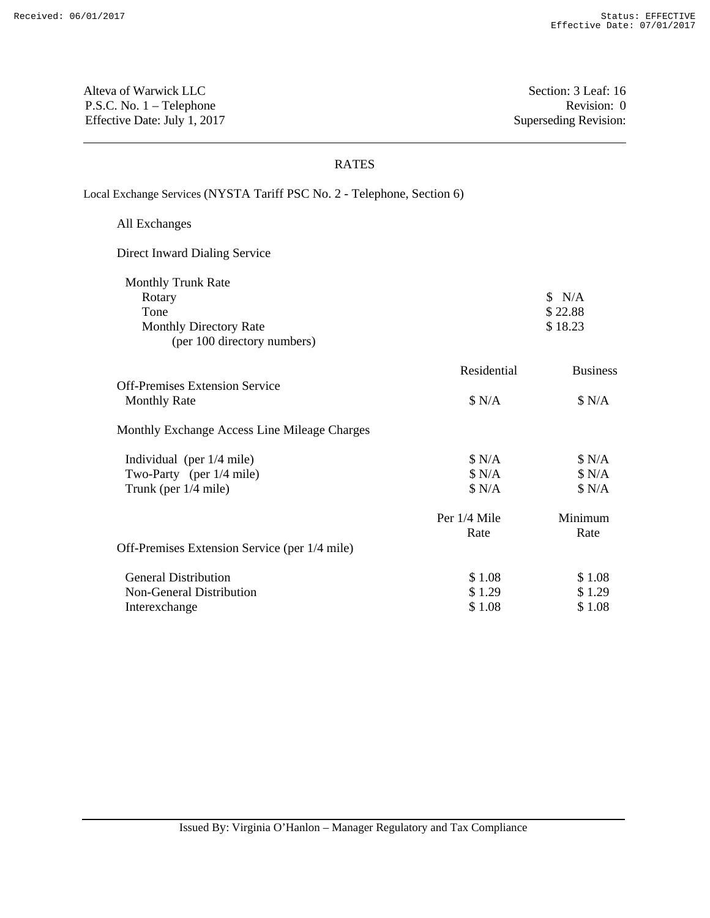Alteva of Warwick LLC
P.S.C. No. 1 – Telephone
Effective Date: July 1, 2017

Section: 3 Leaf: 16
Revision: 0
Superseding Revision:

## RATES

Local Exchange Services (NYSTA Tariff PSC No. 2 - Telephone, Section 6)

All Exchanges

Direct Inward Dialing Service

| | |
|---|---|
| Monthly Trunk Rate | |
| Rotary | $ N/A |
| Tone | $ 22.88 |
| Monthly Directory Rate (per 100 directory numbers) | $ 18.23 |

| | Residential | Business |
|---|---|---|
| Off-Premises Extension Service | | |
| Monthly Rate | $ N/A | $ N/A |
| Monthly Exchange Access Line Mileage Charges | | |
| Individual (per 1/4 mile) | $ N/A | $ N/A |
| Two-Party (per 1/4 mile) | $ N/A | $ N/A |
| Trunk (per 1/4 mile) | $ N/A | $ N/A |

| | Per 1/4 Mile Rate | Minimum Rate |
|---|---|---|
| Off-Premises Extension Service (per 1/4 mile) | | |
| General Distribution | $ 1.08 | $ 1.08 |
| Non-General Distribution | $ 1.29 | $ 1.29 |
| Interexchange | $ 1.08 | $ 1.08 |

Issued By: Virginia O'Hanlon – Manager Regulatory and Tax Compliance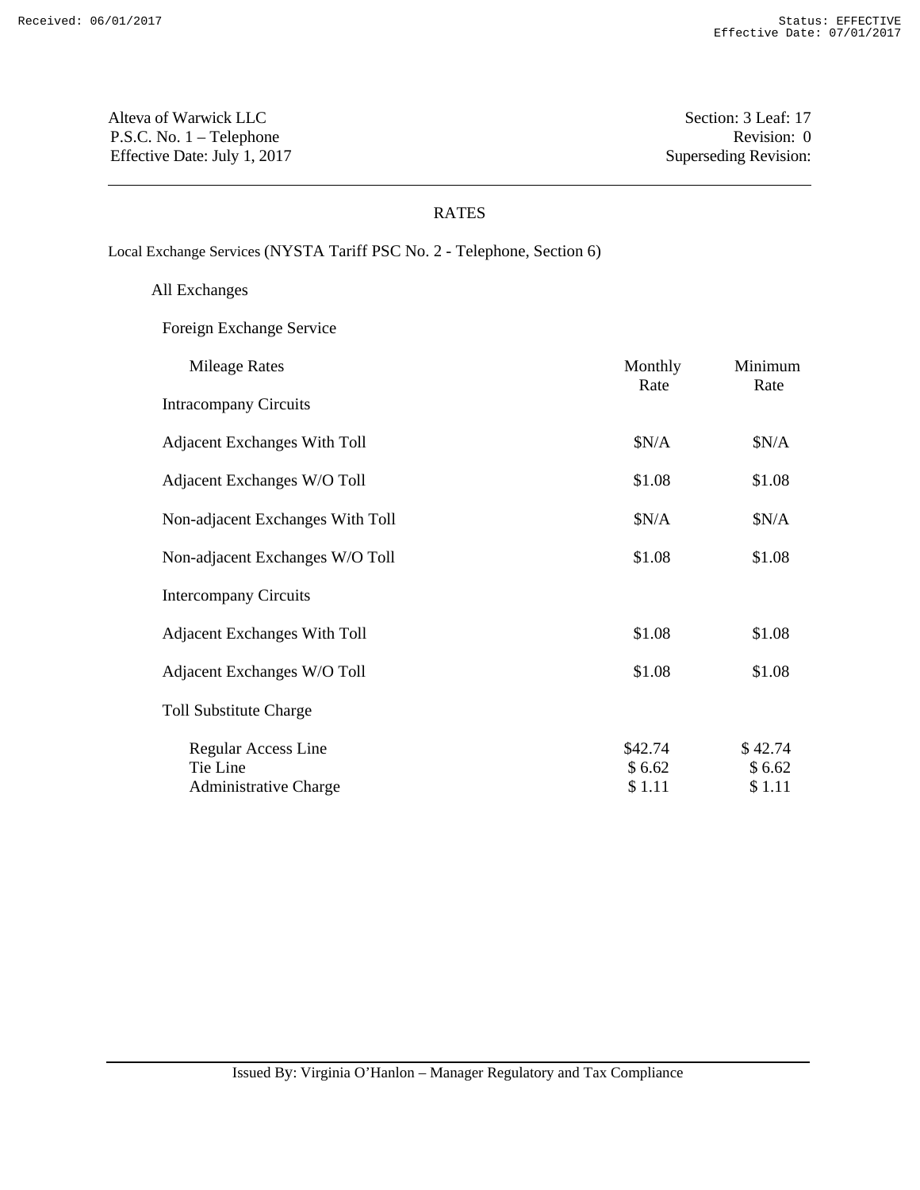Alteva of Warwick LLC
P.S.C. No. 1 – Telephone
Effective Date: July 1, 2017

Section: 3 Leaf: 17
Revision: 0
Superseding Revision:

## RATES

Local Exchange Services (NYSTA Tariff PSC No. 2 - Telephone, Section 6)

All Exchanges

Foreign Exchange Service

| Mileage Rates | Monthly Rate | Minimum Rate |
|---|---|---|
| Intracompany Circuits | | |
| Adjacent Exchanges With Toll | $N/A | $N/A |
| Adjacent Exchanges W/O Toll | $1.08 | $1.08 |
| Non-adjacent Exchanges With Toll | $N/A | $N/A |
| Non-adjacent Exchanges W/O Toll | $1.08 | $1.08 |
| Intercompany Circuits | | |
| Adjacent Exchanges With Toll | $1.08 | $1.08 |
| Adjacent Exchanges W/O Toll | $1.08 | $1.08 |
| Toll Substitute Charge | | |
| Regular Access Line | $42.74 | $ 42.74 |
| Tie Line | $ 6.62 | $ 6.62 |
| Administrative Charge | $ 1.11 | $ 1.11 |

Issued By: Virginia O'Hanlon – Manager Regulatory and Tax Compliance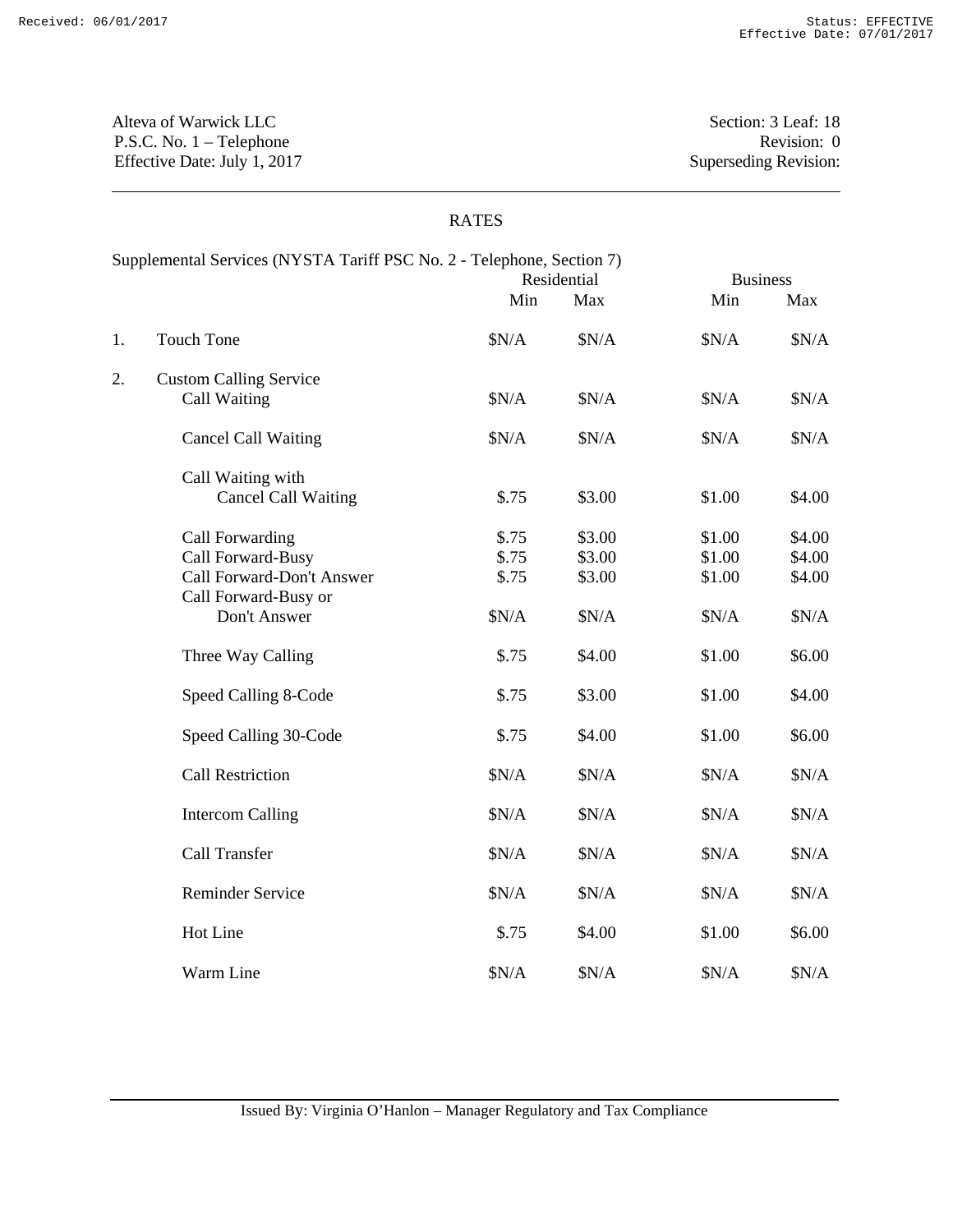Alteva of Warwick LLC
P.S.C. No. 1 – Telephone
Effective Date: July 1, 2017

Section: 3 Leaf: 18
Revision: 0
Superseding Revision:

## RATES

Supplemental Services (NYSTA Tariff PSC No. 2 - Telephone, Section 7)

| | | Residential | | Business | |
|---|---|---|---|---|---|
| | | Min | Max | Min | Max |
| 1. | Touch Tone | $N/A | $N/A | $N/A | $N/A |
| 2. | Custom Calling Service | | | | |
| | Call Waiting | $N/A | $N/A | $N/A | $N/A |
| | Cancel Call Waiting | $N/A | $N/A | $N/A | $N/A |
| | Call Waiting with Cancel Call Waiting | $.75 | $3.00 | $1.00 | $4.00 |
| | Call Forwarding | $.75 | $3.00 | $1.00 | $4.00 |
| | Call Forward-Busy | $.75 | $3.00 | $1.00 | $4.00 |
| | Call Forward-Don't Answer | $.75 | $3.00 | $1.00 | $4.00 |
| | Call Forward-Busy or Don't Answer | $N/A | $N/A | $N/A | $N/A |
| | Three Way Calling | $.75 | $4.00 | $1.00 | $6.00 |
| | Speed Calling 8-Code | $.75 | $3.00 | $1.00 | $4.00 |
| | Speed Calling 30-Code | $.75 | $4.00 | $1.00 | $6.00 |
| | Call Restriction | $N/A | $N/A | $N/A | $N/A |
| | Intercom Calling | $N/A | $N/A | $N/A | $N/A |
| | Call Transfer | $N/A | $N/A | $N/A | $N/A |
| | Reminder Service | $N/A | $N/A | $N/A | $N/A |
| | Hot Line | $.75 | $4.00 | $1.00 | $6.00 |
| | Warm Line | $N/A | $N/A | $N/A | $N/A |

Issued By: Virginia O'Hanlon – Manager Regulatory and Tax Compliance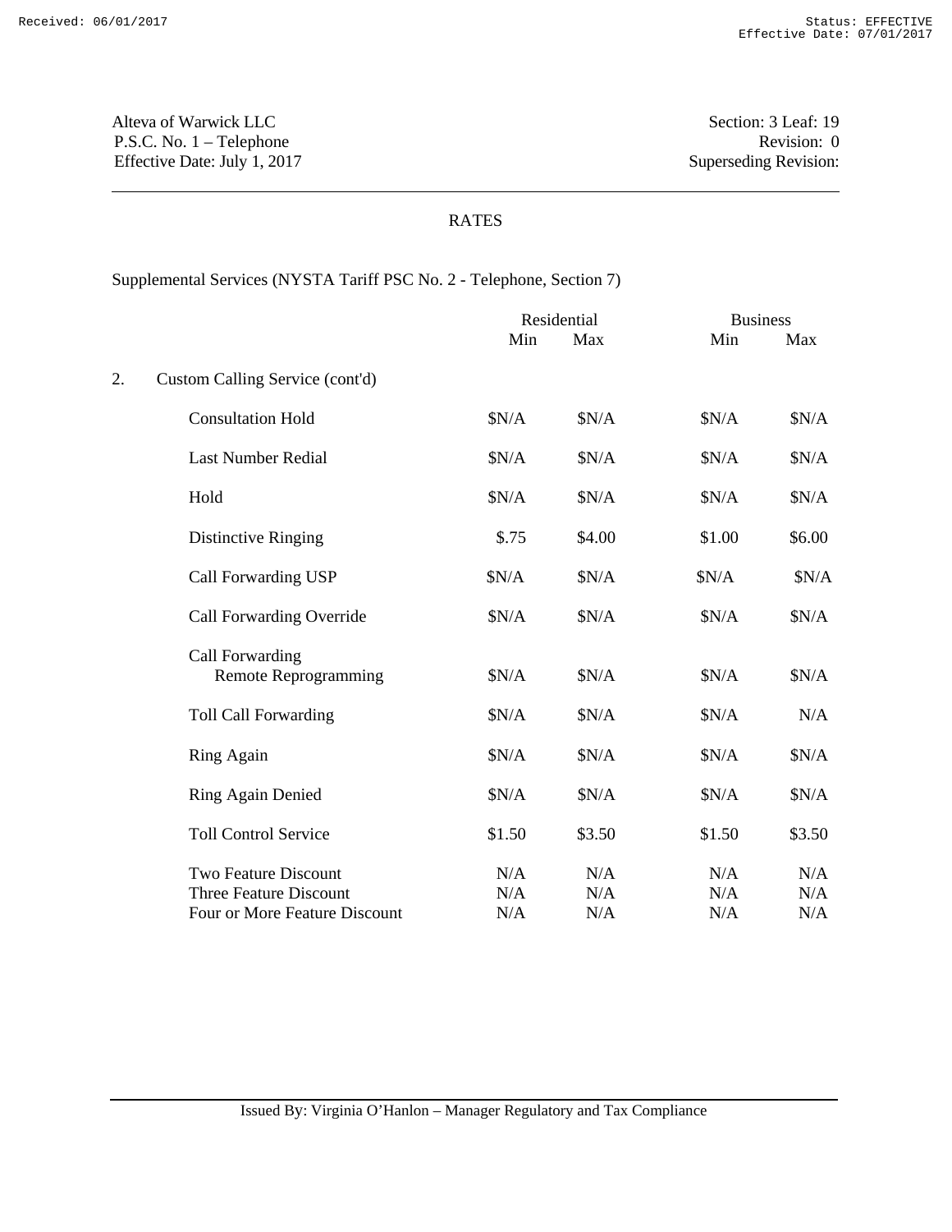Alteva of Warwick LLC
P.S.C. No. 1 – Telephone
Effective Date: July 1, 2017

Section: 3 Leaf: 19
Revision: 0
Superseding Revision:

## RATES

Supplemental Services (NYSTA Tariff PSC No. 2 - Telephone, Section 7)

| | Residential | | Business | |
|---|---|---|---|---|
| | Min | Max | Min | Max |
| **2. Custom Calling Service (cont'd)** | | | | |
| Consultation Hold | $N/A | $N/A | $N/A | $N/A |
| Last Number Redial | $N/A | $N/A | $N/A | $N/A |
| Hold | $N/A | $N/A | $N/A | $N/A |
| Distinctive Ringing | $.75 | $4.00 | $1.00 | $6.00 |
| Call Forwarding USP | $N/A | $N/A | $N/A | $N/A |
| Call Forwarding Override | $N/A | $N/A | $N/A | $N/A |
| Call Forwarding Remote Reprogramming | $N/A | $N/A | $N/A | $N/A |
| Toll Call Forwarding | $N/A | $N/A | $N/A | N/A |
| Ring Again | $N/A | $N/A | $N/A | $N/A |
| Ring Again Denied | $N/A | $N/A | $N/A | $N/A |
| Toll Control Service | $1.50 | $3.50 | $1.50 | $3.50 |
| Two Feature Discount | N/A | N/A | N/A | N/A |
| Three Feature Discount | N/A | N/A | N/A | N/A |
| Four or More Feature Discount | N/A | N/A | N/A | N/A |

Issued By: Virginia O'Hanlon – Manager Regulatory and Tax Compliance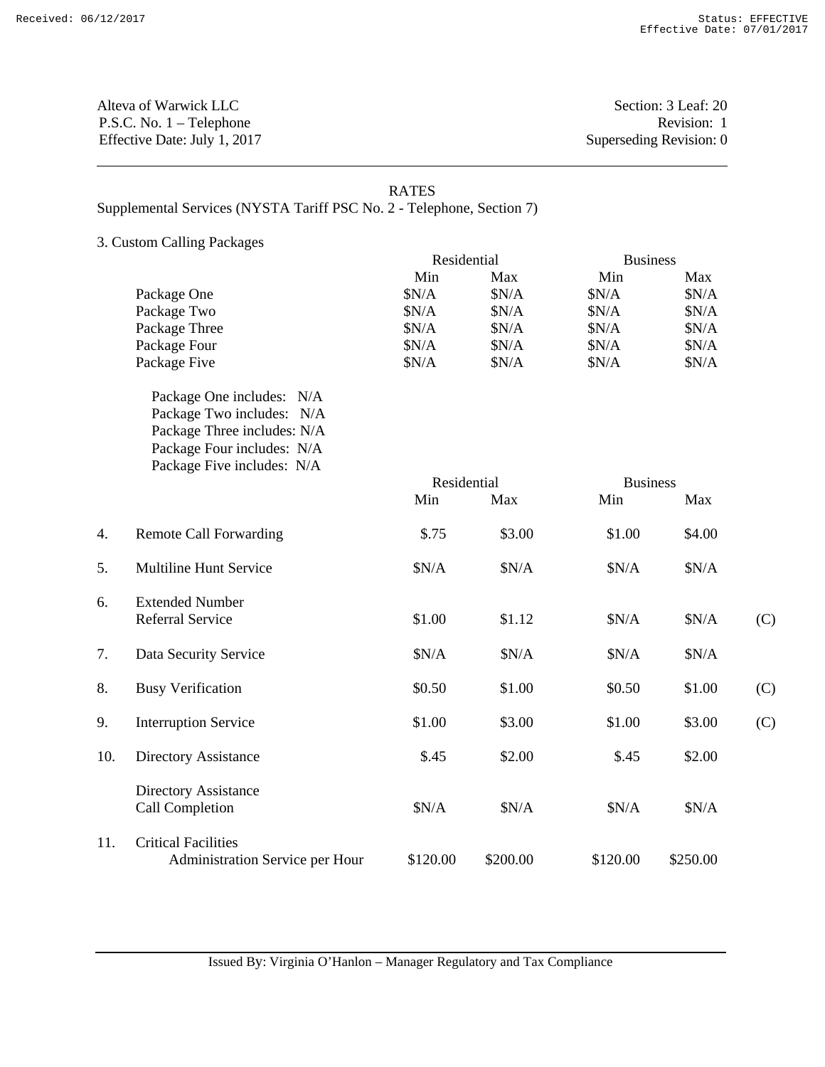Alteva of Warwick LLC
P.S.C. No. 1 – Telephone
Effective Date: July 1, 2017

Section: 3 Leaf: 20
Revision: 1
Superseding Revision: 0

RATES

Supplemental Services (NYSTA Tariff PSC No. 2 - Telephone, Section 7)

3. Custom Calling Packages

| | Residential | | Business | |
|---|---|---|---|---|
| | Min | Max | Min | Max |
| Package One | $N/A | $N/A | $N/A | $N/A |
| Package Two | $N/A | $N/A | $N/A | $N/A |
| Package Three | $N/A | $N/A | $N/A | $N/A |
| Package Four | $N/A | $N/A | $N/A | $N/A |
| Package Five | $N/A | $N/A | $N/A | $N/A |

Package One includes: N/A
Package Two includes: N/A
Package Three includes: N/A
Package Four includes: N/A
Package Five includes: N/A

| | | Residential | | Business | | |
|---|---|---|---|---|---|---|
| | | Min | Max | Min | Max | |
| 4. | Remote Call Forwarding | $.75 | $3.00 | $1.00 | $4.00 | |
| 5. | Multiline Hunt Service | $N/A | $N/A | $N/A | $N/A | |
| 6. | Extended Number Referral Service | $1.00 | $1.12 | $N/A | $N/A | (C) |
| 7. | Data Security Service | $N/A | $N/A | $N/A | $N/A | |
| 8. | Busy Verification | $0.50 | $1.00 | $0.50 | $1.00 | (C) |
| 9. | Interruption Service | $1.00 | $3.00 | $1.00 | $3.00 | (C) |
| 10. | Directory Assistance | $.45 | $2.00 | $.45 | $2.00 | |
| | Directory Assistance Call Completion | $N/A | $N/A | $N/A | $N/A | |
| 11. | Critical Facilities Administration Service per Hour | $120.00 | $200.00 | $120.00 | $250.00 | |

Issued By: Virginia O'Hanlon – Manager Regulatory and Tax Compliance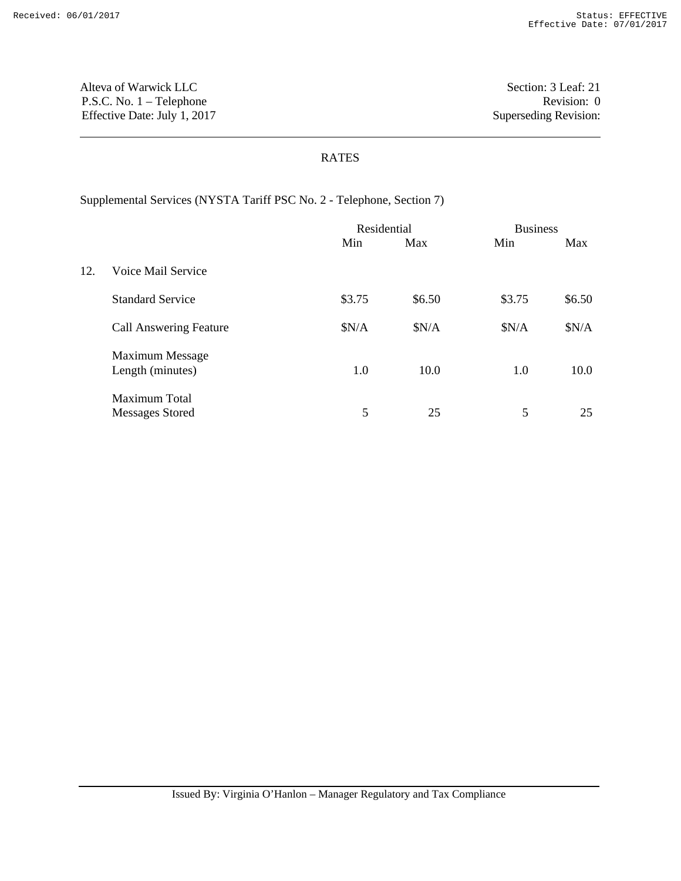Alteva of Warwick LLC
P.S.C. No. 1 – Telephone
Effective Date: July 1, 2017

Section: 3 Leaf: 21
Revision: 0
Superseding Revision:

## RATES

Supplemental Services (NYSTA Tariff PSC No. 2 - Telephone, Section 7)

| | | Residential | | Business | |
|---|---|---|---|---|---|
| | | Min | Max | Min | Max |
| 12. | Voice Mail Service | | | | |
| | Standard Service | $3.75 | $6.50 | $3.75 | $6.50 |
| | Call Answering Feature | $N/A | $N/A | $N/A | $N/A |
| | Maximum Message Length (minutes) | 1.0 | 10.0 | 1.0 | 10.0 |
| | Maximum Total Messages Stored | 5 | 25 | 5 | 25 |

Issued By: Virginia O'Hanlon – Manager Regulatory and Tax Compliance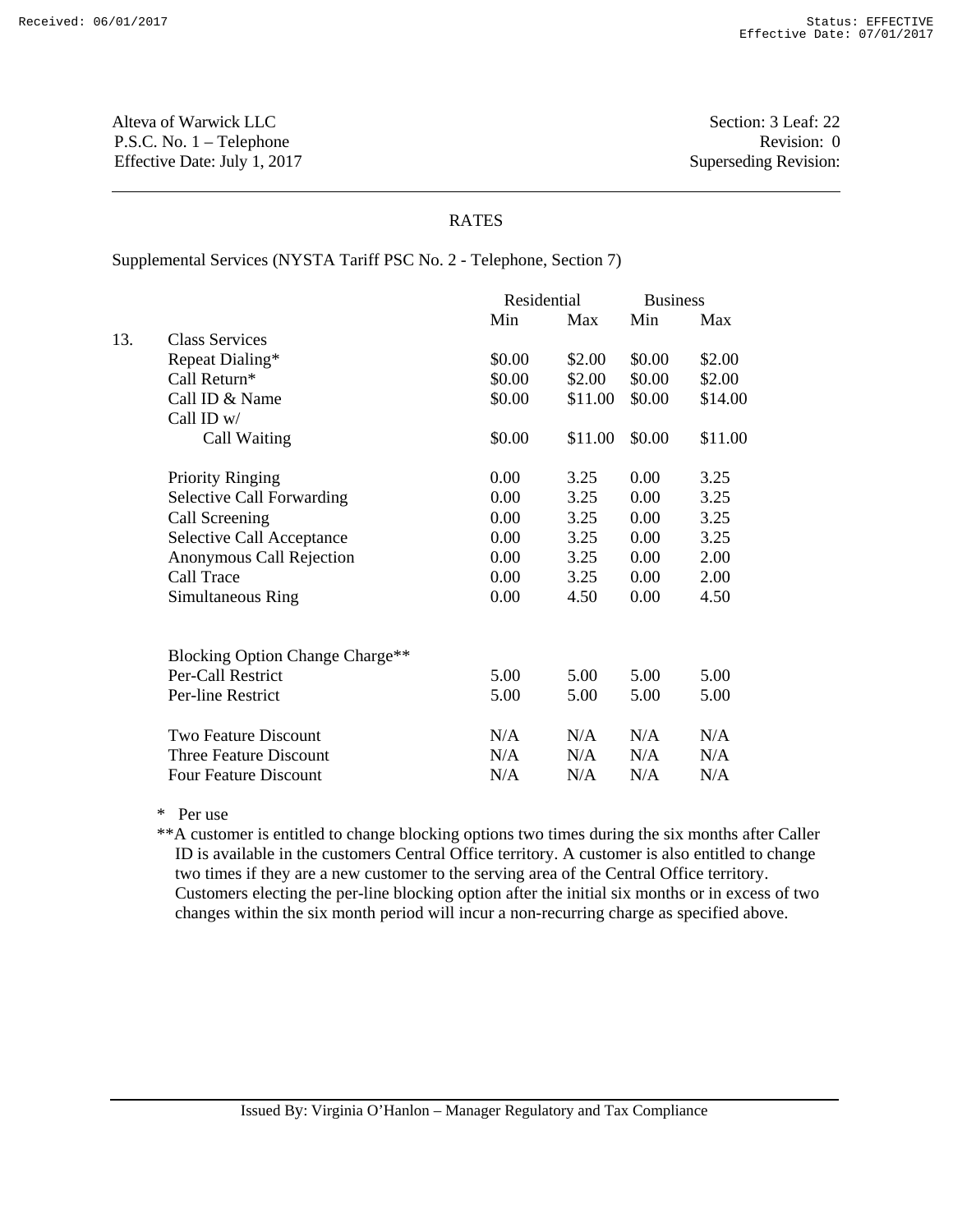Alteva of Warwick LLC
P.S.C. No. 1 – Telephone
Effective Date: July 1, 2017

Section: 3 Leaf: 22
Revision: 0
Superseding Revision:

## RATES

Supplemental Services (NYSTA Tariff PSC No. 2 - Telephone, Section 7)

| | | Residential | | Business | |
|---|---|---|---|---|---|
| | | Min | Max | Min | Max |
| 13. | Class Services | | | | |
| | Repeat Dialing* | $0.00 | $2.00 | $0.00 | $2.00 |
| | Call Return* | $0.00 | $2.00 | $0.00 | $2.00 |
| | Call ID & Name | $0.00 | $11.00 | $0.00 | $14.00 |
| | Call ID w/ Call Waiting | $0.00 | $11.00 | $0.00 | $11.00 |
| | Priority Ringing | 0.00 | 3.25 | 0.00 | 3.25 |
| | Selective Call Forwarding | 0.00 | 3.25 | 0.00 | 3.25 |
| | Call Screening | 0.00 | 3.25 | 0.00 | 3.25 |
| | Selective Call Acceptance | 0.00 | 3.25 | 0.00 | 3.25 |
| | Anonymous Call Rejection | 0.00 | 3.25 | 0.00 | 2.00 |
| | Call Trace | 0.00 | 3.25 | 0.00 | 2.00 |
| | Simultaneous Ring | 0.00 | 4.50 | 0.00 | 4.50 |
| | Blocking Option Change Charge** | | | | |
| | Per-Call Restrict | 5.00 | 5.00 | 5.00 | 5.00 |
| | Per-line Restrict | 5.00 | 5.00 | 5.00 | 5.00 |
| | Two Feature Discount | N/A | N/A | N/A | N/A |
| | Three Feature Discount | N/A | N/A | N/A | N/A |
| | Four Feature Discount | N/A | N/A | N/A | N/A |

\* Per use

**A customer is entitled to change blocking options two times during the six months after Caller ID is available in the customers Central Office territory. A customer is also entitled to change two times if they are a new customer to the serving area of the Central Office territory. Customers electing the per-line blocking option after the initial six months or in excess of two changes within the six month period will incur a non-recurring charge as specified above.

Issued By: Virginia O'Hanlon – Manager Regulatory and Tax Compliance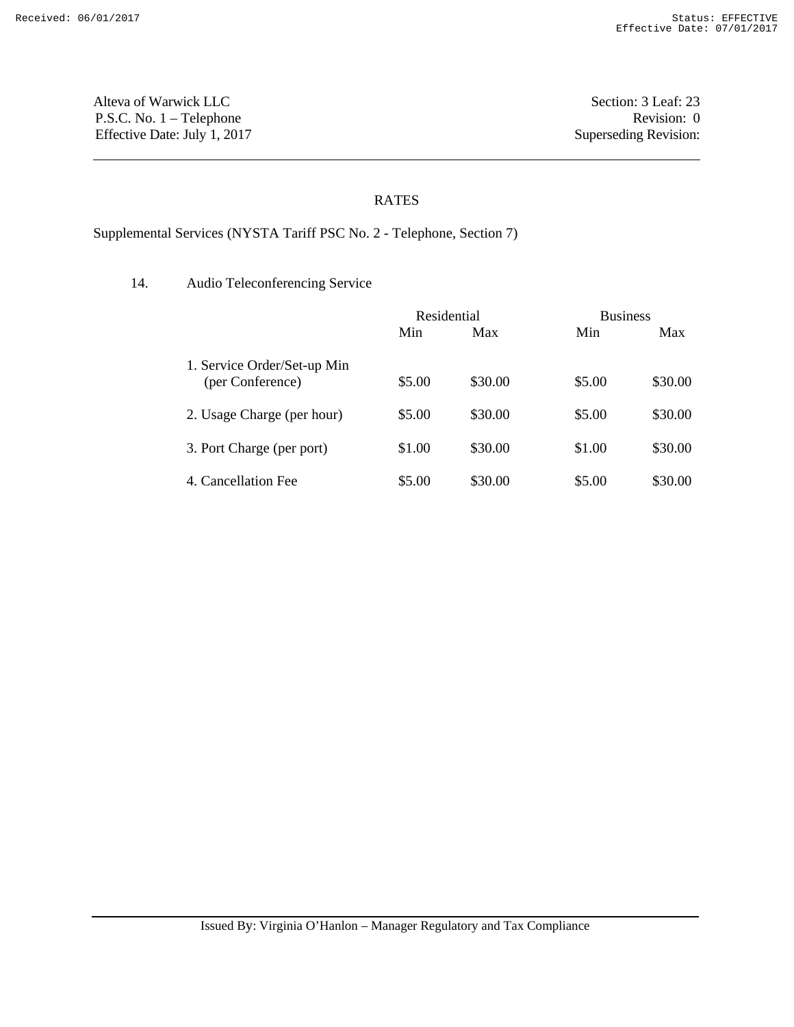Alteva of Warwick LLC
P.S.C. No. 1 – Telephone
Effective Date: July 1, 2017

Section: 3 Leaf: 23
Revision: 0
Superseding Revision:

## RATES

Supplemental Services (NYSTA Tariff PSC No. 2 - Telephone, Section 7)

14. Audio Teleconferencing Service

| | Residential | | Business | |
|---|---|---|---|---|
| | Min | Max | Min | Max |
| 1. Service Order/Set-up Min (per Conference) | $5.00 | $30.00 | $5.00 | $30.00 |
| 2. Usage Charge (per hour) | $5.00 | $30.00 | $5.00 | $30.00 |
| 3. Port Charge (per port) | $1.00 | $30.00 | $1.00 | $30.00 |
| 4. Cancellation Fee | $5.00 | $30.00 | $5.00 | $30.00 |

Issued By: Virginia O'Hanlon – Manager Regulatory and Tax Compliance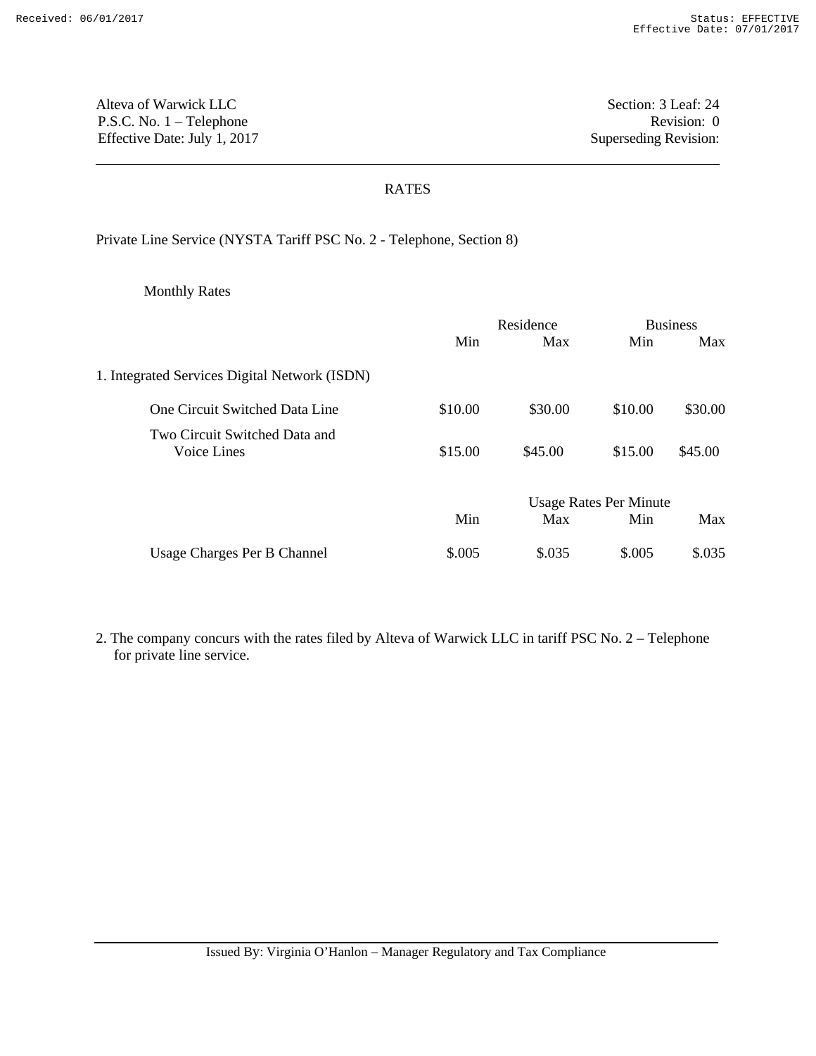Alteva of Warwick LLC
P.S.C. No. 1 – Telephone
Effective Date: July 1, 2017

Section: 3 Leaf: 24
Revision: 0
Superseding Revision:

## RATES

Private Line Service (NYSTA Tariff PSC No. 2 - Telephone, Section 8)

Monthly Rates

| | Residence | | Business | |
|---|---|---|---|---|
| | Min | Max | Min | Max |
| 1. Integrated Services Digital Network (ISDN) | | | | |
| One Circuit Switched Data Line | $10.00 | $30.00 | $10.00 | $30.00 |
| Two Circuit Switched Data and Voice Lines | $15.00 | $45.00 | $15.00 | $45.00 |
| | Usage Rates Per Minute | | | |
| | Min | Max | Min | Max |
| Usage Charges Per B Channel | $.005 | $.035 | $.005 | $.035 |

2. The company concurs with the rates filed by Alteva of Warwick LLC in tariff PSC No. 2 – Telephone for private line service.

Issued By: Virginia O'Hanlon – Manager Regulatory and Tax Compliance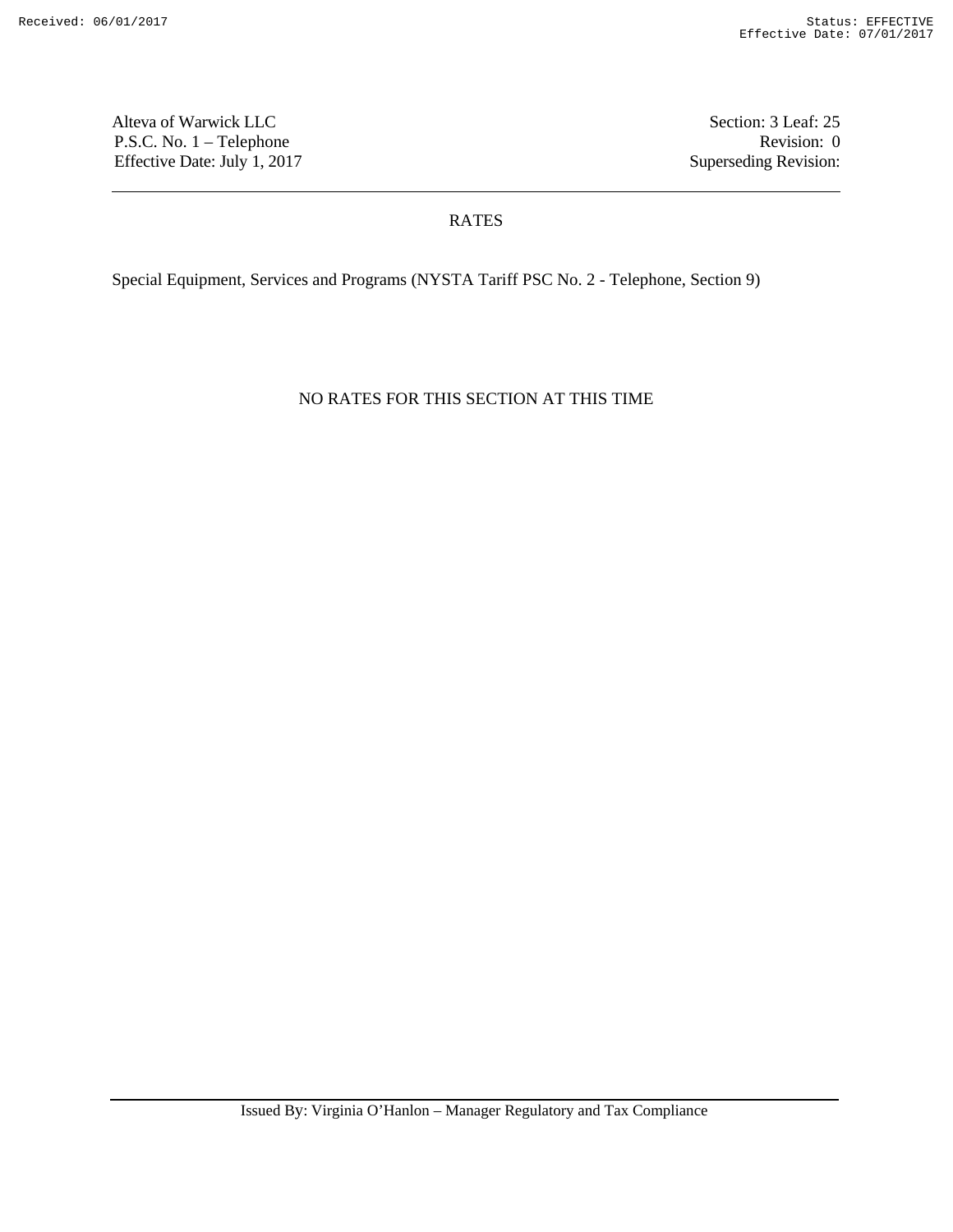Alteva of Warwick LLC
P.S.C. No. 1 – Telephone
Effective Date: July 1, 2017

Section: 3 Leaf: 25
Revision: 0
Superseding Revision:

# RATES

Special Equipment, Services and Programs (NYSTA Tariff PSC No. 2 - Telephone, Section 9)

NO RATES FOR THIS SECTION AT THIS TIME

Issued By: Virginia O'Hanlon – Manager Regulatory and Tax Compliance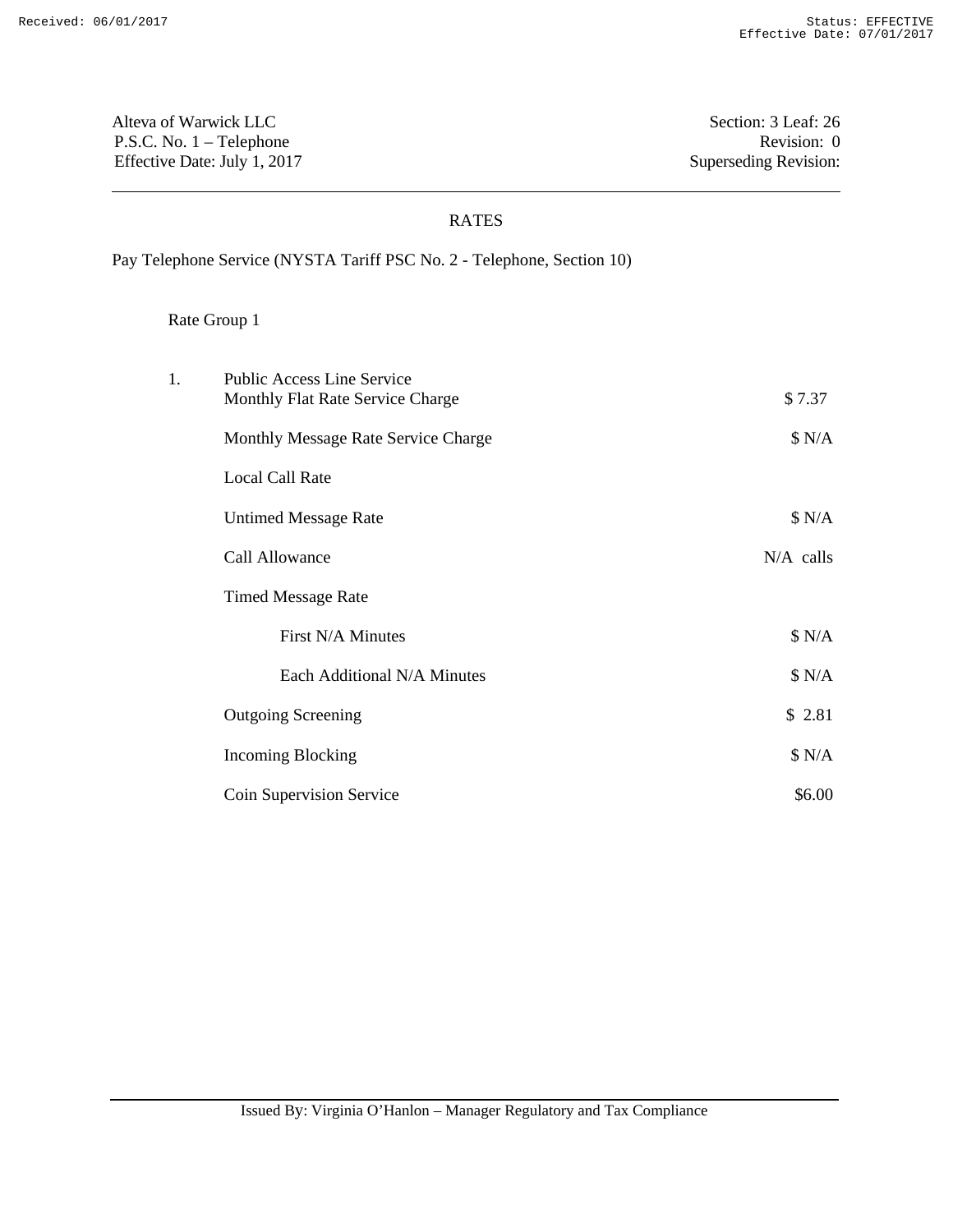Alteva of Warwick LLC
P.S.C. No. 1 – Telephone
Effective Date: July 1, 2017

Section: 3 Leaf: 26
Revision: 0
Superseding Revision:

## RATES

Pay Telephone Service (NYSTA Tariff PSC No. 2 - Telephone, Section 10)

Rate Group 1

| | | |
|---|---|---|
| 1. | Public Access Line Service<br>Monthly Flat Rate Service Charge | $ 7.37 |
| | Monthly Message Rate Service Charge | $ N/A |
| | Local Call Rate | |
| | Untimed Message Rate | $ N/A |
| | Call Allowance | N/A calls |
| | Timed Message Rate | |
| | First N/A Minutes | $ N/A |
| | Each Additional N/A Minutes | $ N/A |
| | Outgoing Screening | $ 2.81 |
| | Incoming Blocking | $ N/A |
| | Coin Supervision Service | $6.00 |

Issued By: Virginia O'Hanlon – Manager Regulatory and Tax Compliance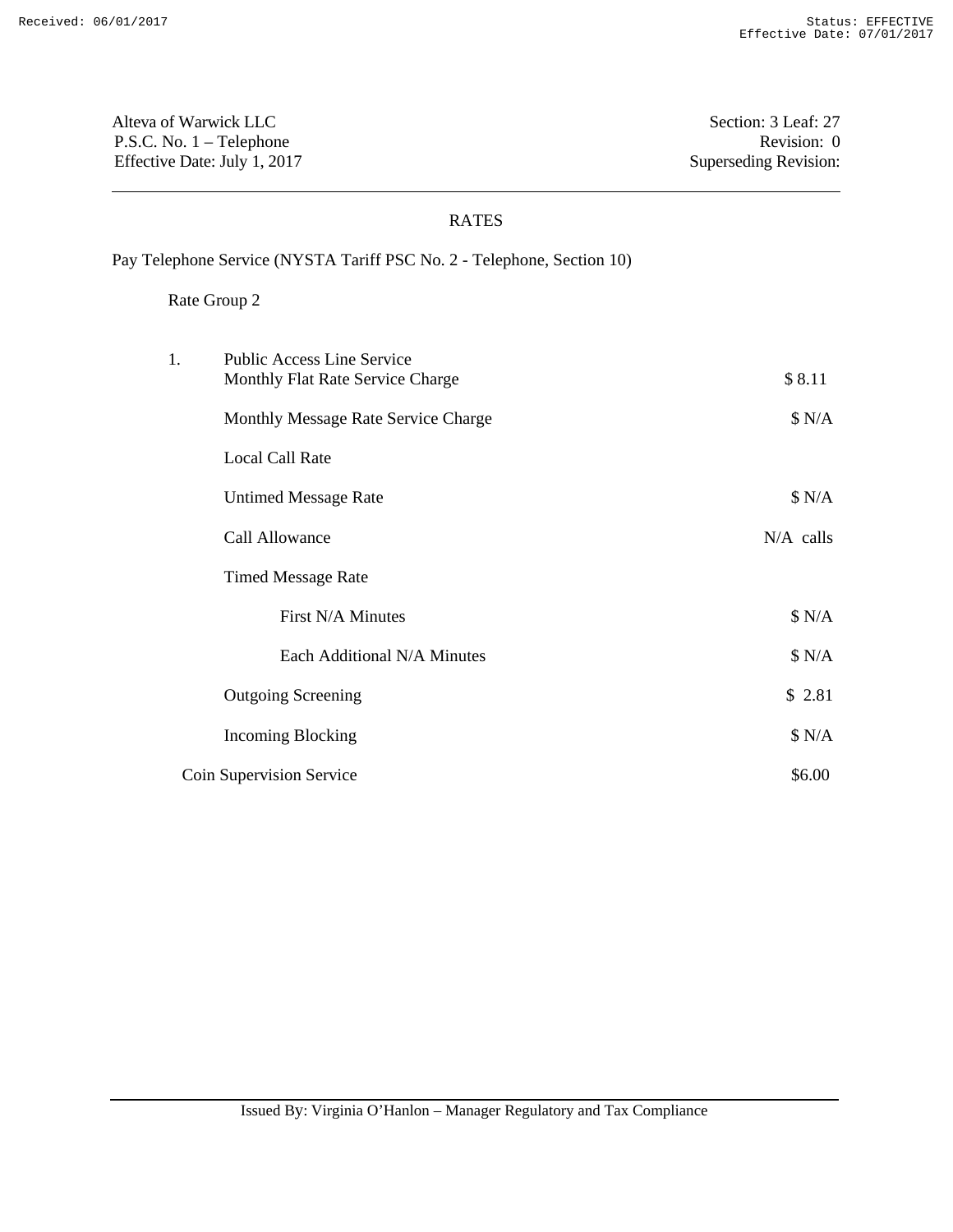Alteva of Warwick LLC
P.S.C. No. 1 – Telephone
Effective Date: July 1, 2017

Section: 3 Leaf: 27
Revision: 0
Superseding Revision:

## RATES

Pay Telephone Service (NYSTA Tariff PSC No. 2 - Telephone, Section 10)

Rate Group 2

| | | |
|---|---|---|
| 1. | Public Access Line Service<br>Monthly Flat Rate Service Charge | $ 8.11 |
| | Monthly Message Rate Service Charge | $ N/A |
| | Local Call Rate | |
| | Untimed Message Rate | $ N/A |
| | Call Allowance | N/A calls |
| | Timed Message Rate | |
| | First N/A Minutes | $ N/A |
| | Each Additional N/A Minutes | $ N/A |
| | Outgoing Screening | $ 2.81 |
| | Incoming Blocking | $ N/A |
| | Coin Supervision Service | $6.00 |

Issued By: Virginia O'Hanlon – Manager Regulatory and Tax Compliance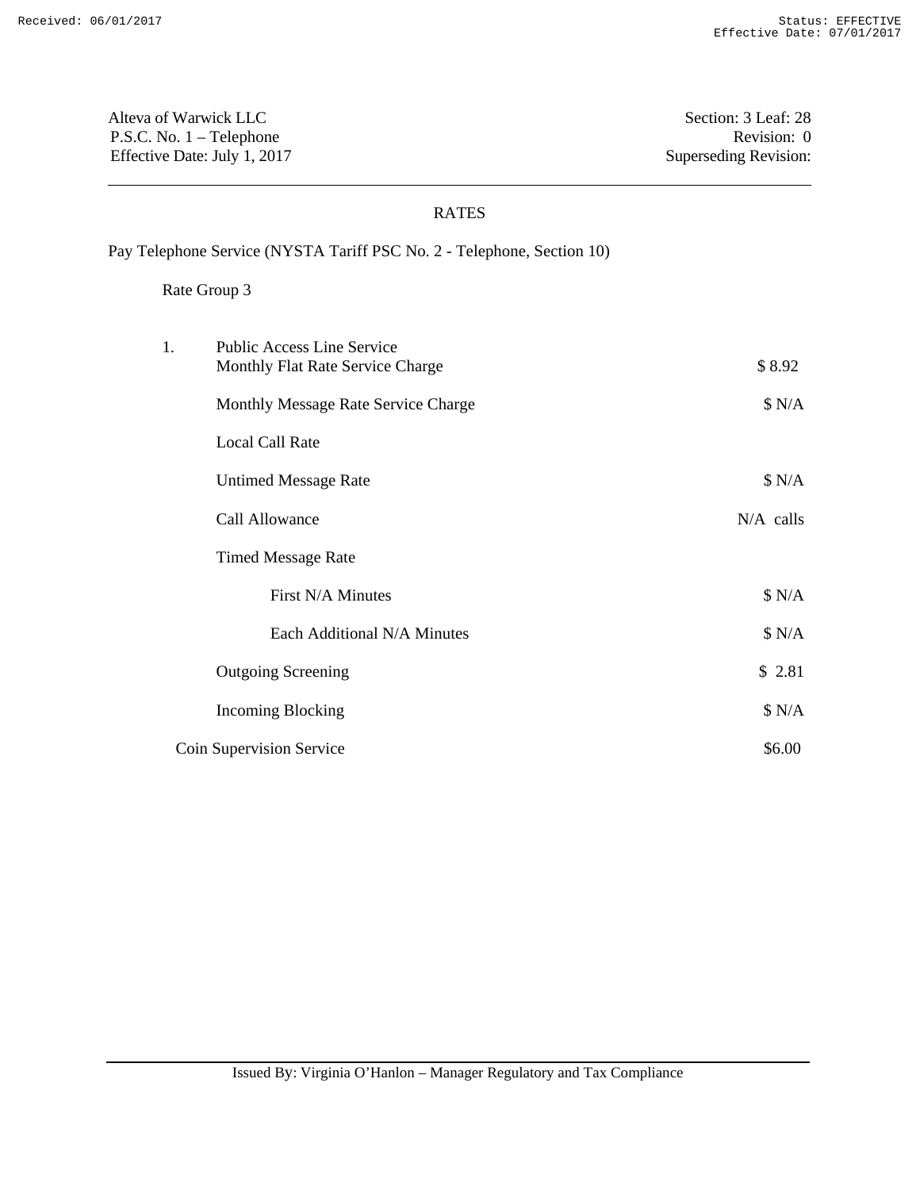Alteva of Warwick LLC
P.S.C. No. 1 – Telephone
Effective Date: July 1, 2017

Section: 3 Leaf: 28
Revision: 0
Superseding Revision:

## RATES

Pay Telephone Service (NYSTA Tariff PSC No. 2 - Telephone, Section 10)

Rate Group 3

| | | |
|---|---|---|
| 1. | Public Access Line Service<br>Monthly Flat Rate Service Charge | $ 8.92 |
| | Monthly Message Rate Service Charge | $ N/A |
| | Local Call Rate | |
| | Untimed Message Rate | $ N/A |
| | Call Allowance | N/A calls |
| | Timed Message Rate | |
| | First N/A Minutes | $ N/A |
| | Each Additional N/A Minutes | $ N/A |
| | Outgoing Screening | $ 2.81 |
| | Incoming Blocking | $ N/A |
| | Coin Supervision Service | $6.00 |

Issued By: Virginia O'Hanlon – Manager Regulatory and Tax Compliance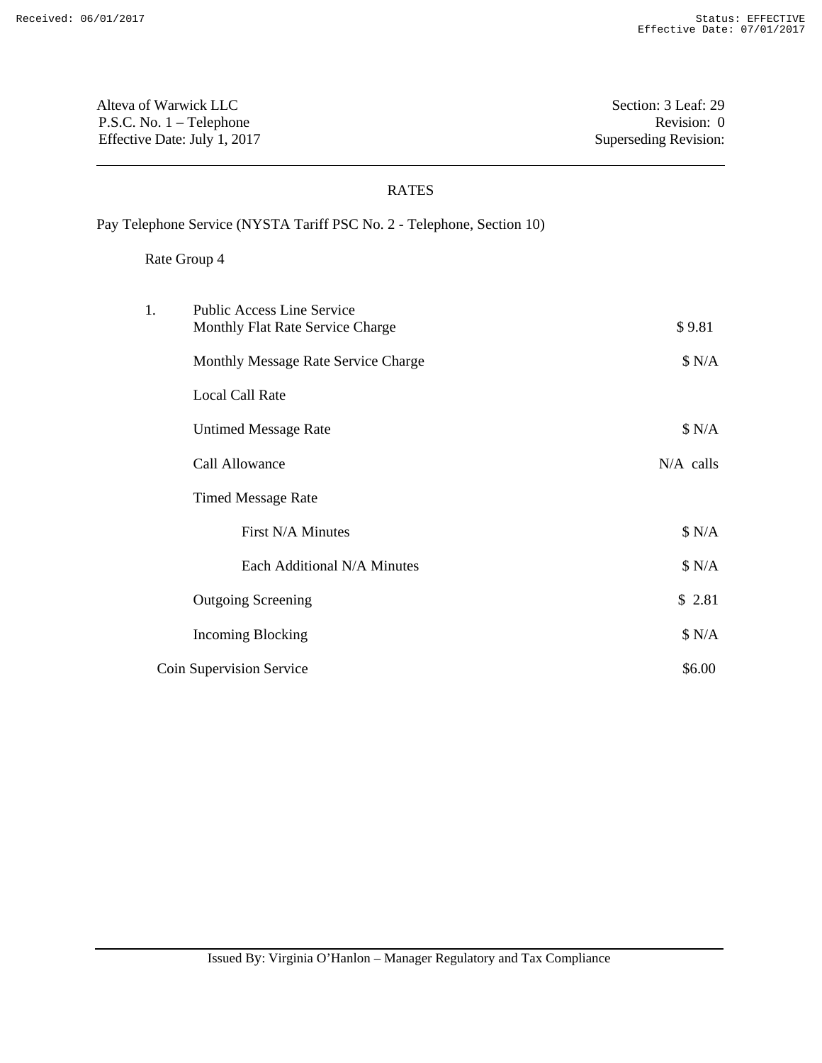Alteva of Warwick LLC
P.S.C. No. 1 – Telephone
Effective Date: July 1, 2017

Section: 3 Leaf: 29
Revision: 0
Superseding Revision:

## RATES

Pay Telephone Service (NYSTA Tariff PSC No. 2 - Telephone, Section 10)

Rate Group 4

| | | |
|---|---|---|
| 1. | Public Access Line Service<br>Monthly Flat Rate Service Charge | $ 9.81 |
| | Monthly Message Rate Service Charge | $ N/A |
| | Local Call Rate | |
| | Untimed Message Rate | $ N/A |
| | Call Allowance | N/A calls |
| | Timed Message Rate | |
| | First N/A Minutes | $ N/A |
| | Each Additional N/A Minutes | $ N/A |
| | Outgoing Screening | $ 2.81 |
| | Incoming Blocking | $ N/A |
| | Coin Supervision Service | $6.00 |

Issued By: Virginia O'Hanlon – Manager Regulatory and Tax Compliance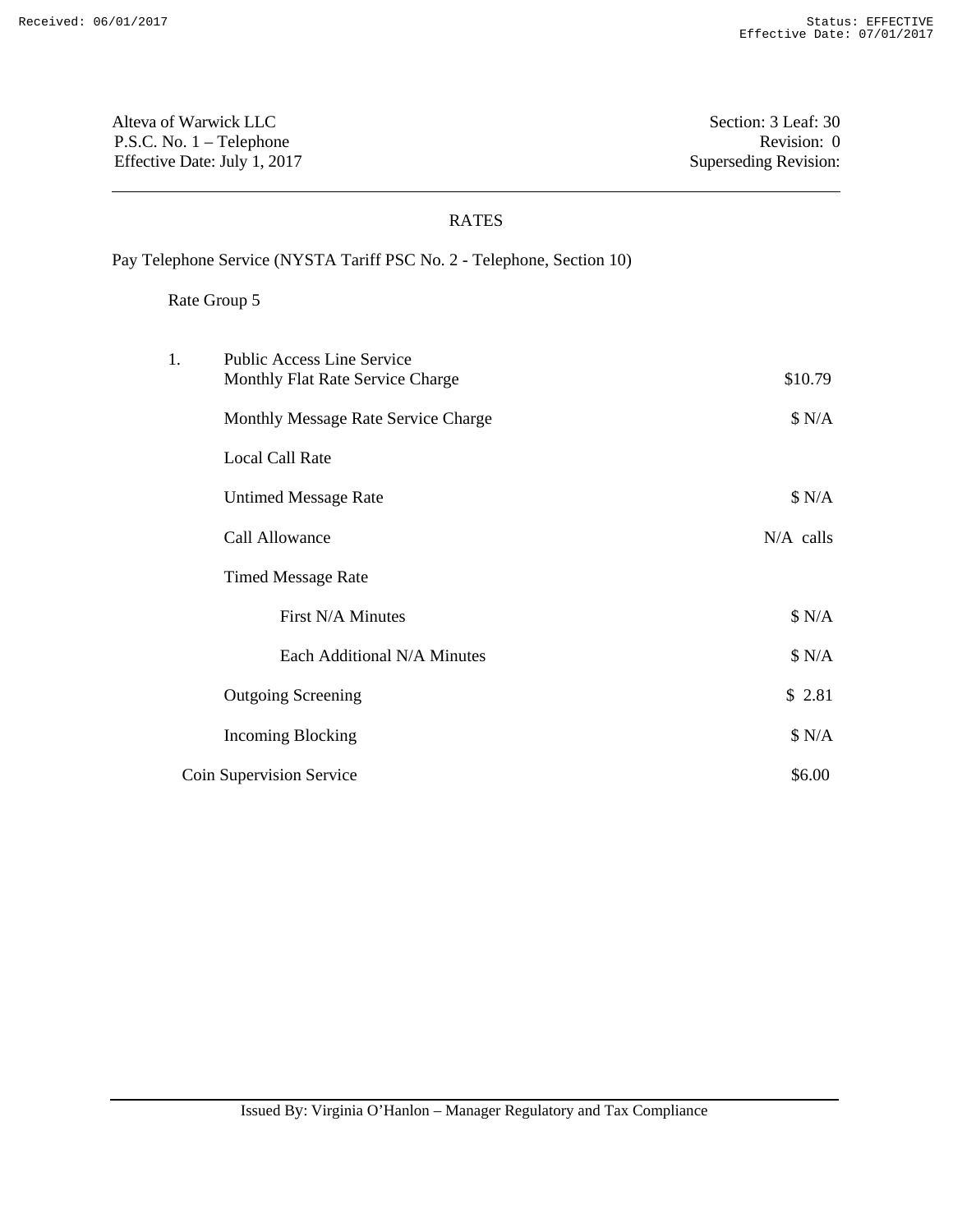Alteva of Warwick LLC
P.S.C. No. 1 – Telephone
Effective Date: July 1, 2017

Section: 3 Leaf: 30
Revision: 0
Superseding Revision:

## RATES

Pay Telephone Service (NYSTA Tariff PSC No. 2 - Telephone, Section 10)

Rate Group 5

| | | |
|---|---|---|
| 1. | Public Access Line Service<br>Monthly Flat Rate Service Charge | $10.79 |
| | Monthly Message Rate Service Charge | $ N/A |
| | Local Call Rate | |
| | Untimed Message Rate | $ N/A |
| | Call Allowance | N/A calls |
| | Timed Message Rate | |
| | First N/A Minutes | $ N/A |
| | Each Additional N/A Minutes | $ N/A |
| | Outgoing Screening | $ 2.81 |
| | Incoming Blocking | $ N/A |
| | Coin Supervision Service | $6.00 |

Issued By: Virginia O'Hanlon – Manager Regulatory and Tax Compliance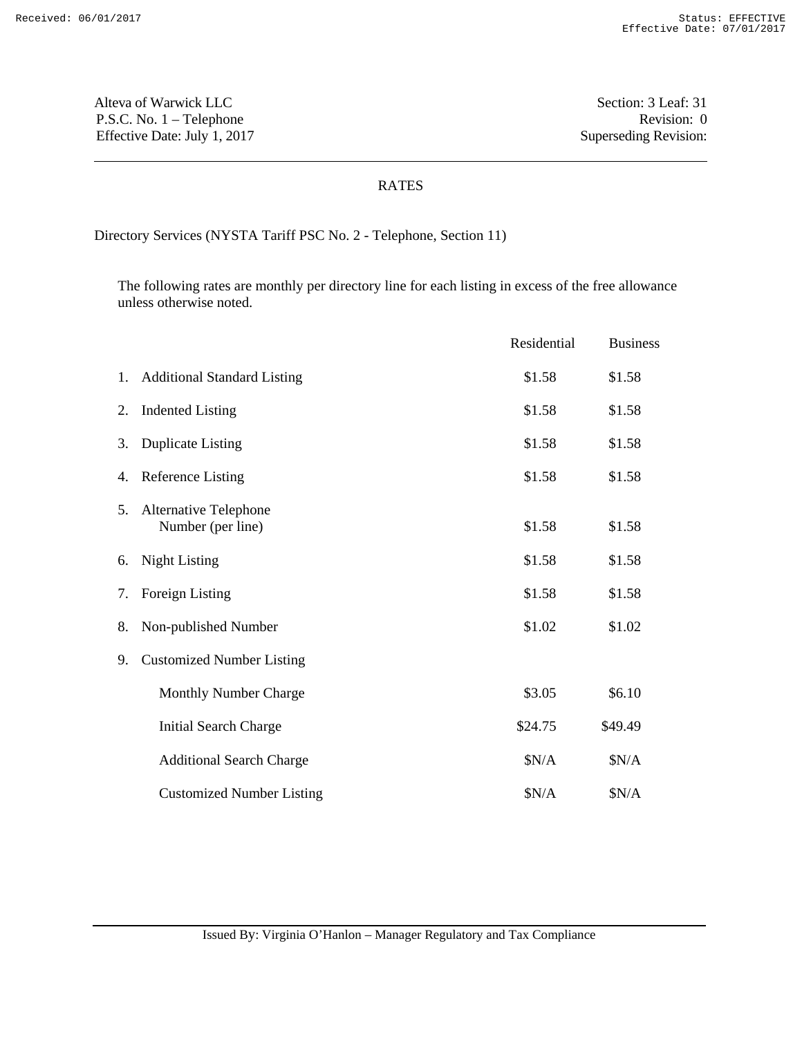Alteva of Warwick LLC
P.S.C. No. 1 – Telephone
Effective Date: July 1, 2017

Section: 3 Leaf: 31
Revision: 0
Superseding Revision:

## RATES

Directory Services (NYSTA Tariff PSC No. 2 - Telephone, Section 11)

The following rates are monthly per directory line for each listing in excess of the free allowance unless otherwise noted.

| | Residential | Business |
|---|---|---|
| 1. Additional Standard Listing | $1.58 | $1.58 |
| 2. Indented Listing | $1.58 | $1.58 |
| 3. Duplicate Listing | $1.58 | $1.58 |
| 4. Reference Listing | $1.58 | $1.58 |
| 5. Alternative Telephone Number (per line) | $1.58 | $1.58 |
| 6. Night Listing | $1.58 | $1.58 |
| 7. Foreign Listing | $1.58 | $1.58 |
| 8. Non-published Number | $1.02 | $1.02 |
| 9. Customized Number Listing | | |
| Monthly Number Charge | $3.05 | $6.10 |
| Initial Search Charge | $24.75 | $49.49 |
| Additional Search Charge | $N/A | $N/A |
| Customized Number Listing | $N/A | $N/A |

Issued By: Virginia O'Hanlon – Manager Regulatory and Tax Compliance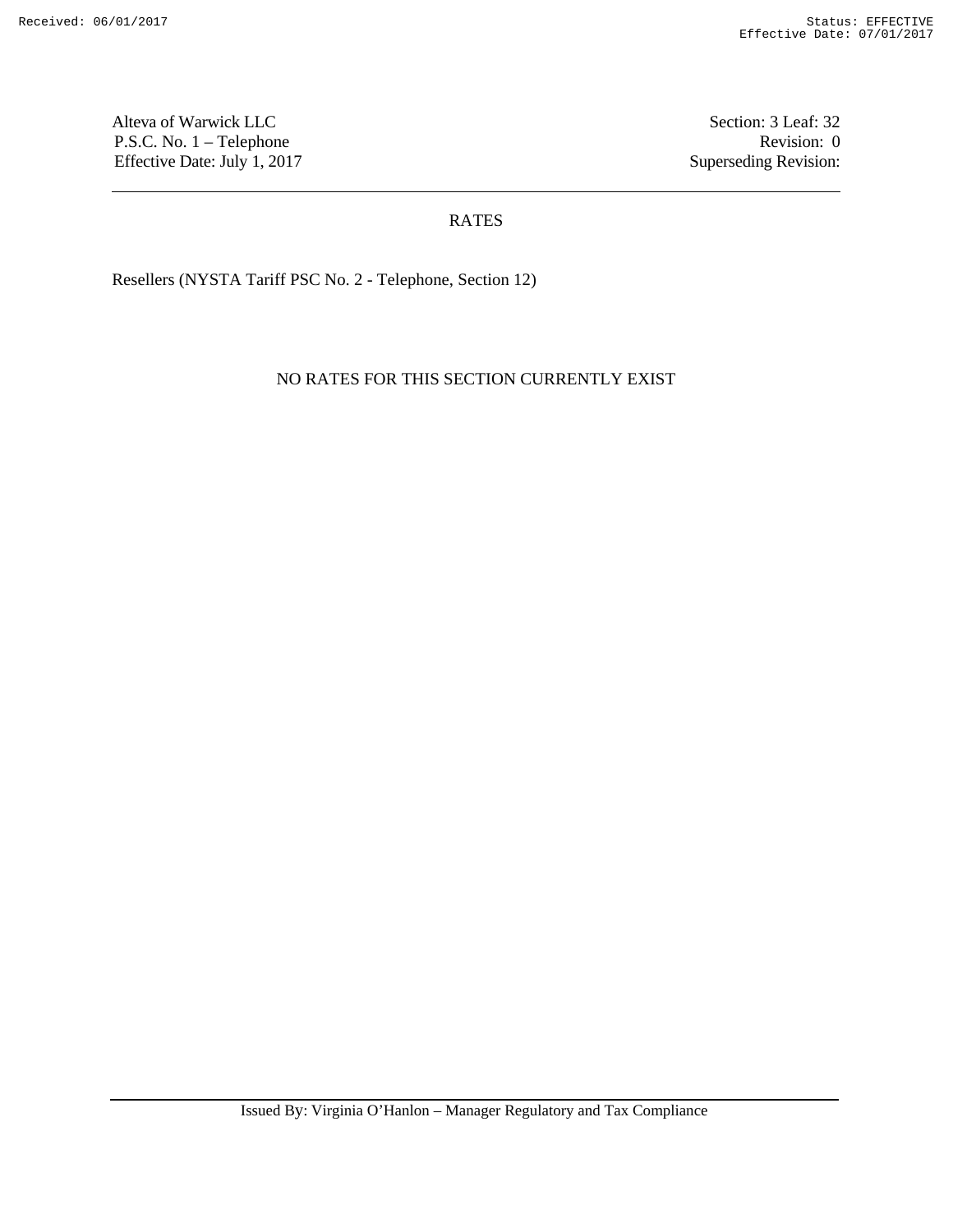Alteva of Warwick LLC
P.S.C. No. 1 – Telephone
Effective Date: July 1, 2017

Section: 3 Leaf: 32
Revision: 0
Superseding Revision:

# RATES

Resellers (NYSTA Tariff PSC No. 2 - Telephone, Section 12)

NO RATES FOR THIS SECTION CURRENTLY EXIST

Issued By: Virginia O'Hanlon – Manager Regulatory and Tax Compliance